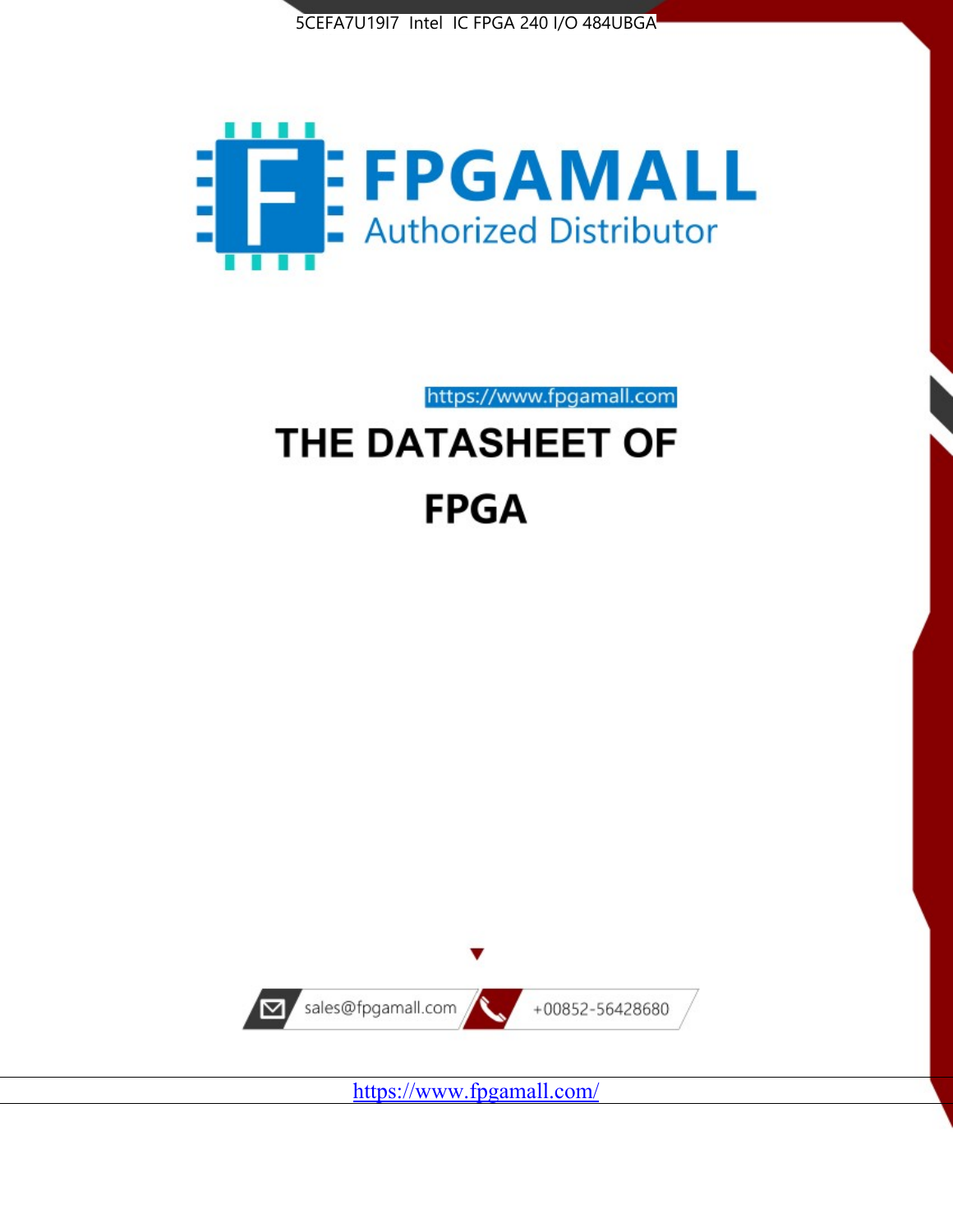5CEFA7U19I7 Intel IC FPGA 240 I/O 484UBGA

FPGAMALL

Authorized Distributor

https://www.fpgamall.com

# THE DATASHEET OF

# FPGA

sales@fpgamall.com

+00852-56428680

https://www.fpgamall.com/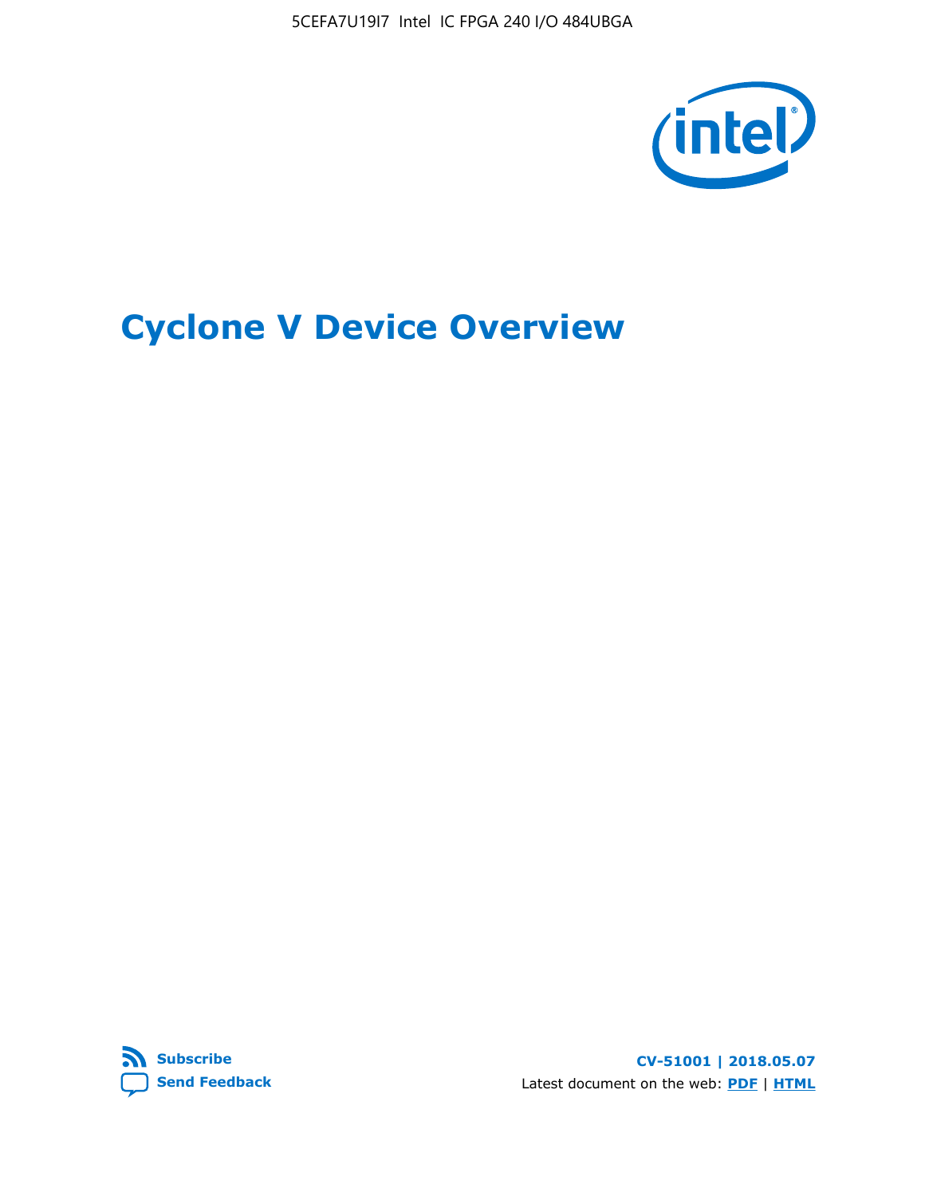# Cyclone V Device Overview

Subscribe

Send Feedback

CV-51001 | 2018.05.07

Latest document on the web: PDF | HTML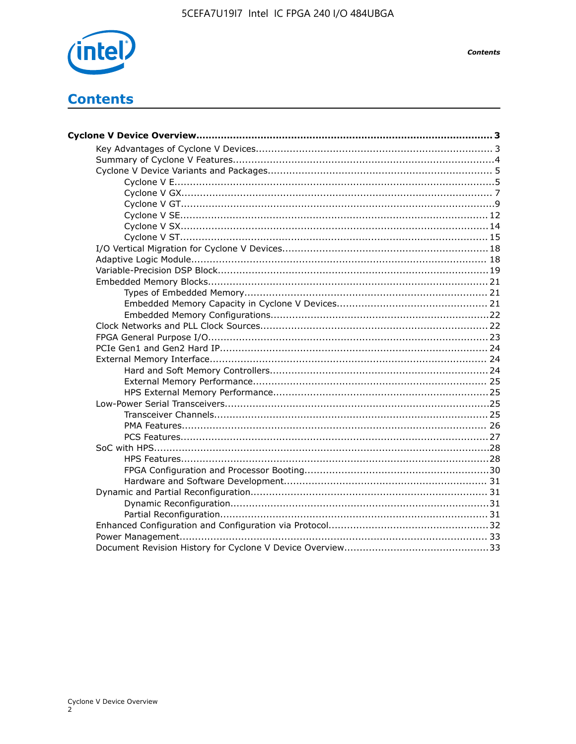# Contents

**Cyclone V Device Overview....................................................................................... 3**

- Key Advantages of Cyclone V Devices........................................................................ 3
- Summary of Cyclone V Features................................................................................4
- Cyclone V Device Variants and Packages..................................................................... 5
  - Cyclone V E...................................................................................................5
  - Cyclone V GX................................................................................................. 7
  - Cyclone V GT..................................................................................................9
  - Cyclone V SE................................................................................................. 12
  - Cyclone V SX................................................................................................. 14
  - Cyclone V ST................................................................................................. 15
- I/O Vertical Migration for Cyclone V Devices............................................................... 18
- Adaptive Logic Module............................................................................................ 18
- Variable-Precision DSP Block.................................................................................... 19
- Embedded Memory Blocks........................................................................................ 21
  - Types of Embedded Memory............................................................................ 21
  - Embedded Memory Capacity in Cyclone V Devices.............................................. 21
  - Embedded Memory Configurations.....................................................................22
- Clock Networks and PLL Clock Sources...................................................................... 22
- FPGA General Purpose I/O....................................................................................... 23
- PCIe Gen1 and Gen2 Hard IP.................................................................................... 24
- External Memory Interface....................................................................................... 24
  - Hard and Soft Memory Controllers....................................................................24
  - External Memory Performance......................................................................... 25
  - HPS External Memory Performance...................................................................25
- Low-Power Serial Transceivers..................................................................................25
  - Transceiver Channels...................................................................................... 25
  - PMA Features................................................................................................ 26
  - PCS Features.................................................................................................27
- SoC with HPS..........................................................................................................28
  - HPS Features.................................................................................................28
  - FPGA Configuration and Processor Booting.........................................................30
  - Hardware and Software Development............................................................... 31
- Dynamic and Partial Reconfiguration......................................................................... 31
  - Dynamic Reconfiguration.................................................................................31
  - Partial Reconfiguration....................................................................................31
- Enhanced Configuration and Configuration via Protocol................................................32
- Power Management................................................................................................ 33
- Document Revision History for Cyclone V Device Overview...........................................33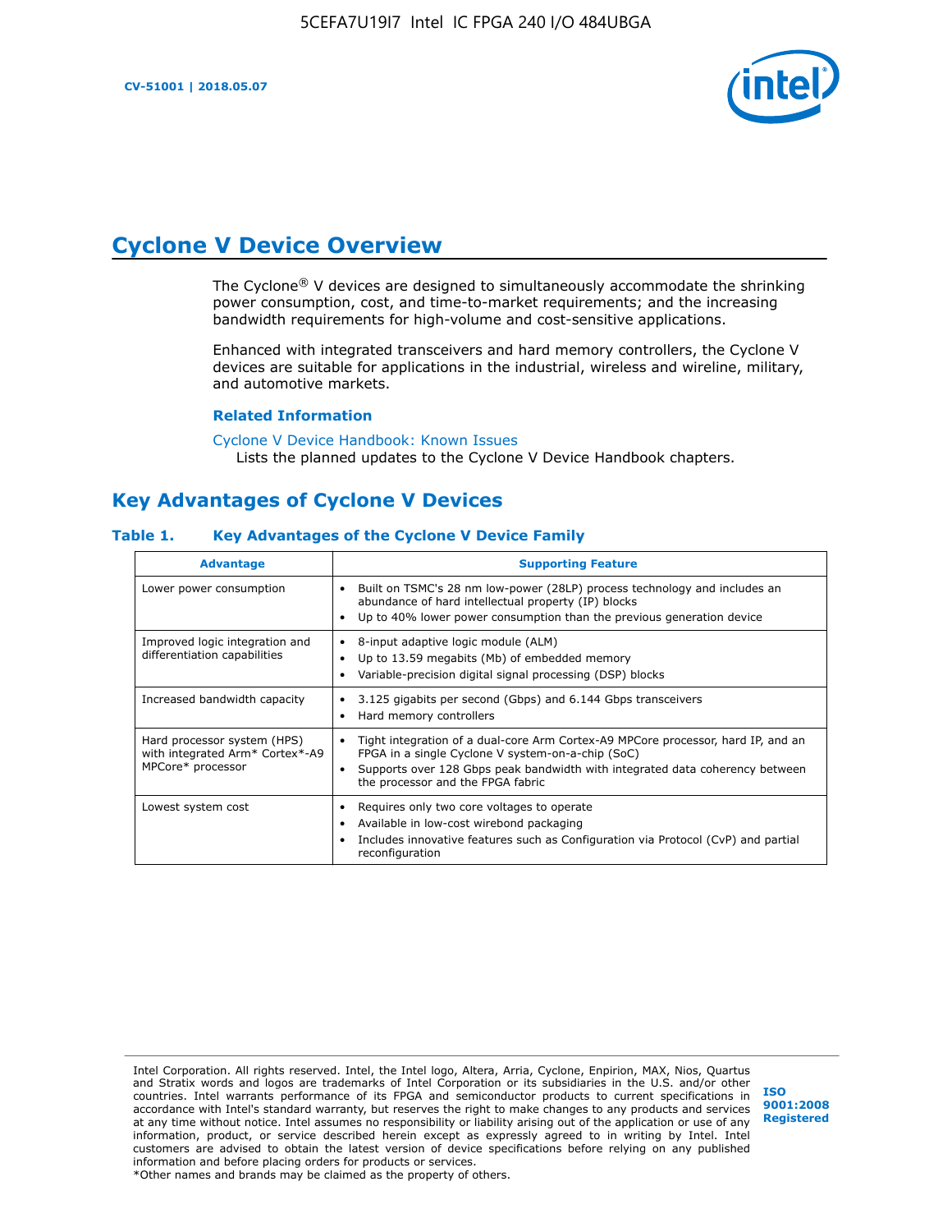# Cyclone V Device Overview

The Cyclone® V devices are designed to simultaneously accommodate the shrinking power consumption, cost, and time-to-market requirements; and the increasing bandwidth requirements for high-volume and cost-sensitive applications.

Enhanced with integrated transceivers and hard memory controllers, the Cyclone V devices are suitable for applications in the industrial, wireless and wireline, military, and automotive markets.

### Related Information

Cyclone V Device Handbook: Known Issues
Lists the planned updates to the Cyclone V Device Handbook chapters.

## Key Advantages of Cyclone V Devices

**Table 1. Key Advantages of the Cyclone V Device Family**

| Advantage | Supporting Feature |
|---|---|
| Lower power consumption | • Built on TSMC's 28 nm low-power (28LP) process technology and includes an abundance of hard intellectual property (IP) blocks<br>• Up to 40% lower power consumption than the previous generation device |
| Improved logic integration and differentiation capabilities | • 8-input adaptive logic module (ALM)<br>• Up to 13.59 megabits (Mb) of embedded memory<br>• Variable-precision digital signal processing (DSP) blocks |
| Increased bandwidth capacity | • 3.125 gigabits per second (Gbps) and 6.144 Gbps transceivers<br>• Hard memory controllers |
| Hard processor system (HPS) with integrated Arm* Cortex*-A9 MPCore* processor | • Tight integration of a dual-core Arm Cortex-A9 MPCore processor, hard IP, and an FPGA in a single Cyclone V system-on-a-chip (SoC)<br>• Supports over 128 Gbps peak bandwidth with integrated data coherency between the processor and the FPGA fabric |
| Lowest system cost | • Requires only two core voltages to operate<br>• Available in low-cost wirebond packaging<br>• Includes innovative features such as Configuration via Protocol (CvP) and partial reconfiguration |

Intel Corporation. All rights reserved. Intel, the Intel logo, Altera, Arria, Cyclone, Enpirion, MAX, Nios, Quartus and Stratix words and logos are trademarks of Intel Corporation or its subsidiaries in the U.S. and/or other countries. Intel warrants performance of its FPGA and semiconductor products to current specifications in accordance with Intel's standard warranty, but reserves the right to make changes to any products and services at any time without notice. Intel assumes no responsibility or liability arising out of the application or use of any information, product, or service described herein except as expressly agreed to in writing by Intel. Intel customers are advised to obtain the latest version of device specifications before relying on any published information and before placing orders for products or services.
*Other names and brands may be claimed as the property of others.

ISO 9001:2008 Registered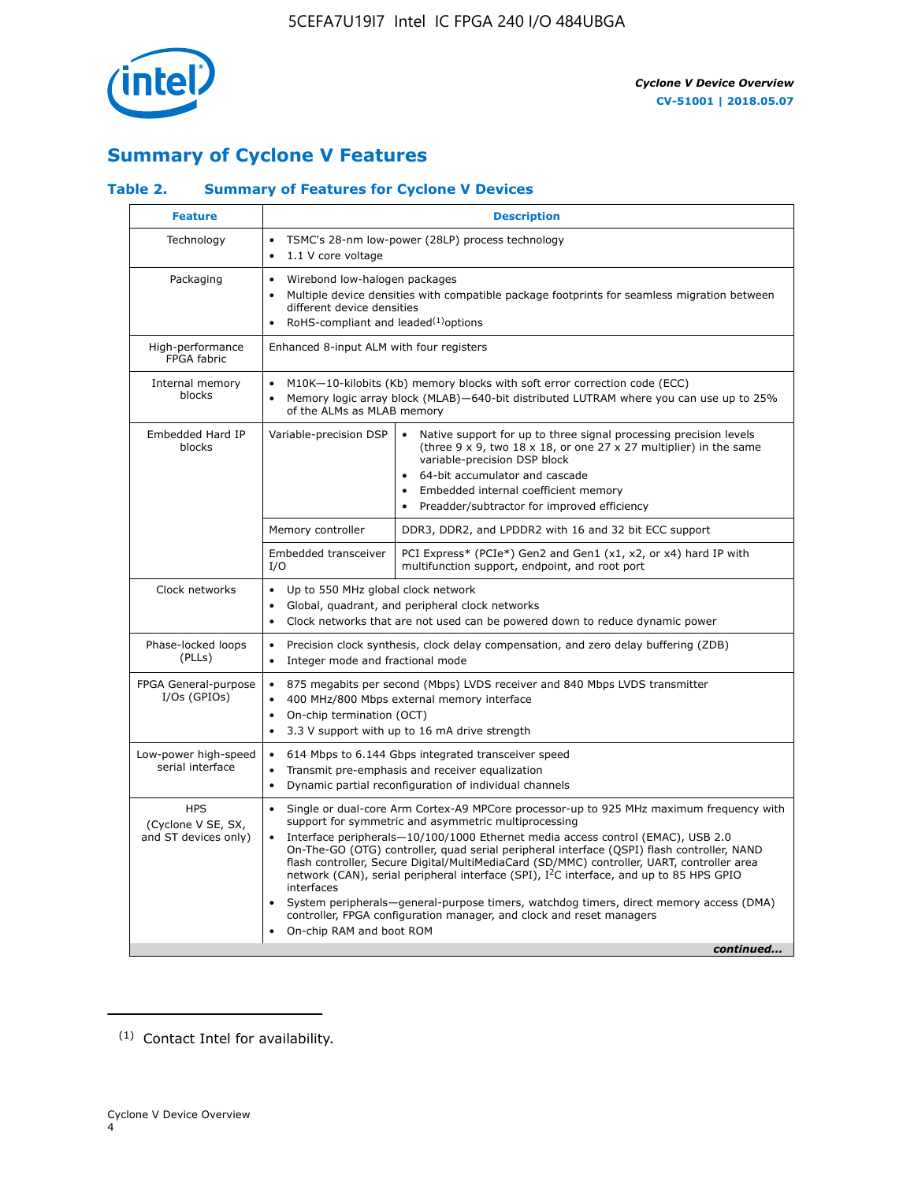## Summary of Cyclone V Features

### Table 2. Summary of Features for Cyclone V Devices

| Feature | Description | |
|---|---|---|
| Technology | • TSMC's 28-nm low-power (28LP) process technology<br>• 1.1 V core voltage | |
| Packaging | • Wirebond low-halogen packages<br>• Multiple device densities with compatible package footprints for seamless migration between different device densities<br>• RoHS-compliant and leaded[(1)] options | |
| High-performance FPGA fabric | Enhanced 8-input ALM with four registers | |
| Internal memory blocks | • M10K—10-kilobits (Kb) memory blocks with soft error correction code (ECC)<br>• Memory logic array block (MLAB)—640-bit distributed LUTRAM where you can use up to 25% of the ALMs as MLAB memory | |
| Embedded Hard IP blocks | Variable-precision DSP | • Native support for up to three signal processing precision levels (three 9 x 9, two 18 x 18, or one 27 x 27 multiplier) in the same variable-precision DSP block<br>• 64-bit accumulator and cascade<br>• Embedded internal coefficient memory<br>• Preadder/subtractor for improved efficiency |
| | Memory controller | DDR3, DDR2, and LPDDR2 with 16 and 32 bit ECC support |
| | Embedded transceiver I/O | PCI Express* (PCIe*) Gen2 and Gen1 (x1, x2, or x4) hard IP with multifunction support, endpoint, and root port |
| Clock networks | • Up to 550 MHz global clock network<br>• Global, quadrant, and peripheral clock networks<br>• Clock networks that are not used can be powered down to reduce dynamic power | |
| Phase-locked loops (PLLs) | • Precision clock synthesis, clock delay compensation, and zero delay buffering (ZDB)<br>• Integer mode and fractional mode | |
| FPGA General-purpose I/Os (GPIOs) | • 875 megabits per second (Mbps) LVDS receiver and 840 Mbps LVDS transmitter<br>• 400 MHz/800 Mbps external memory interface<br>• On-chip termination (OCT)<br>• 3.3 V support with up to 16 mA drive strength | |
| Low-power high-speed serial interface | • 614 Mbps to 6.144 Gbps integrated transceiver speed<br>• Transmit pre-emphasis and receiver equalization<br>• Dynamic partial reconfiguration of individual channels | |
| HPS (Cyclone V SE, SX, and ST devices only) | • Single or dual-core Arm Cortex-A9 MPCore processor-up to 925 MHz maximum frequency with support for symmetric and asymmetric multiprocessing<br>• Interface peripherals—10/100/1000 Ethernet media access control (EMAC), USB 2.0 On-The-GO (OTG) controller, quad serial peripheral interface (QSPI) flash controller, NAND flash controller, Secure Digital/MultiMediaCard (SD/MMC) controller, UART, controller area network (CAN), serial peripheral interface (SPI), I$^2$C interface, and up to 85 HPS GPIO interfaces<br>• System peripherals—general-purpose timers, watchdog timers, direct memory access (DMA) controller, FPGA configuration manager, and clock and reset managers<br>• On-chip RAM and boot ROM | |

*continued...*

(1) Contact Intel for availability.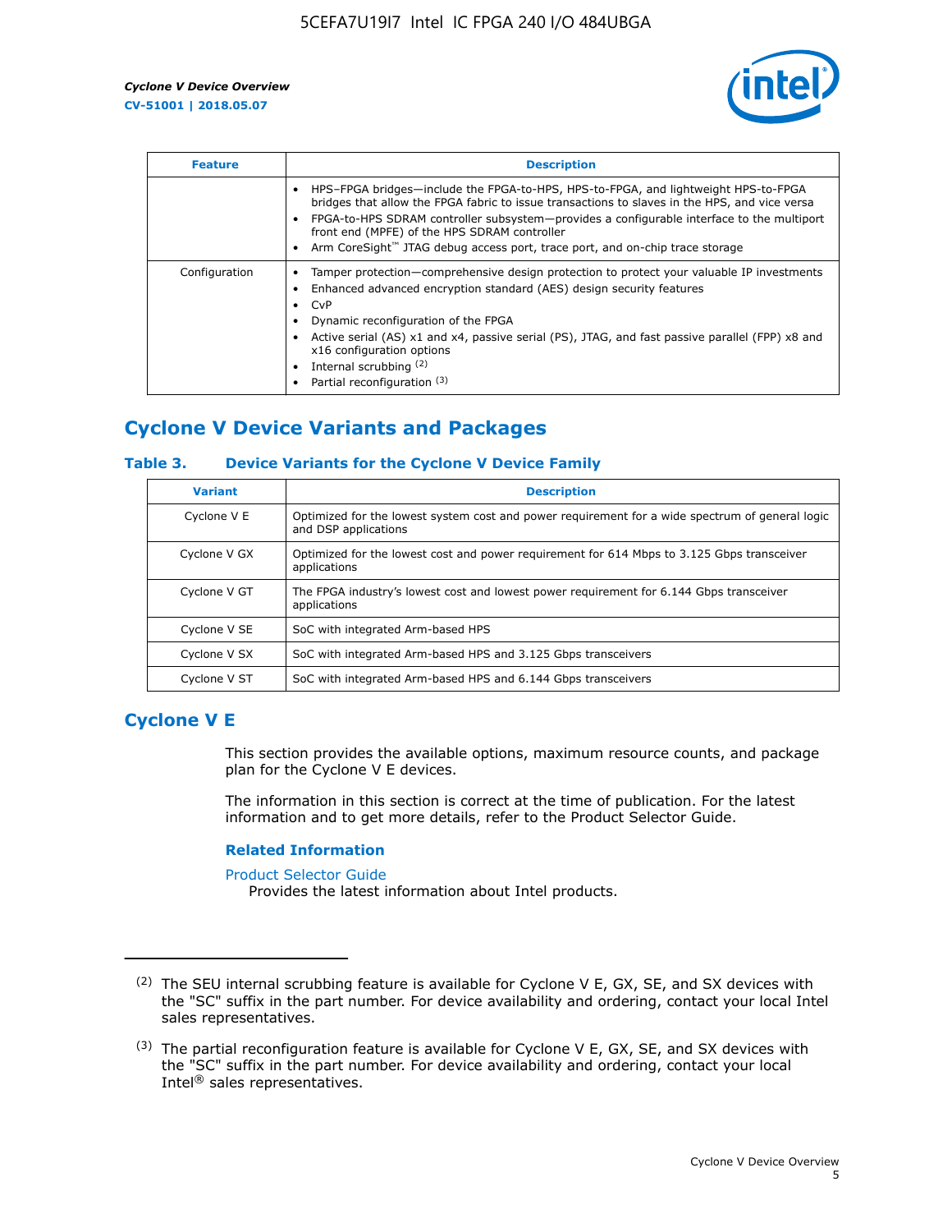| Feature | Description |
| --- | --- |
| | • HPS–FPGA bridges—include the FPGA-to-HPS, HPS-to-FPGA, and lightweight HPS-to-FPGA bridges that allow the FPGA fabric to issue transactions to slaves in the HPS, and vice versa<br>• FPGA-to-HPS SDRAM controller subsystem—provides a configurable interface to the multiport front end (MPFE) of the HPS SDRAM controller<br>• Arm CoreSight™ JTAG debug access port, trace port, and on-chip trace storage |
| Configuration | • Tamper protection—comprehensive design protection to protect your valuable IP investments<br>• Enhanced advanced encryption standard (AES) design security features<br>• CvP<br>• Dynamic reconfiguration of the FPGA<br>• Active serial (AS) x1 and x4, passive serial (PS), JTAG, and fast passive parallel (FPP) x8 and x16 configuration options<br>• Internal scrubbing [(2)]<br>• Partial reconfiguration [(3)] |

## Cyclone V Device Variants and Packages

### Table 3. Device Variants for the Cyclone V Device Family

| Variant | Description |
| --- | --- |
| Cyclone V E | Optimized for the lowest system cost and power requirement for a wide spectrum of general logic and DSP applications |
| Cyclone V GX | Optimized for the lowest cost and power requirement for 614 Mbps to 3.125 Gbps transceiver applications |
| Cyclone V GT | The FPGA industry's lowest cost and lowest power requirement for 6.144 Gbps transceiver applications |
| Cyclone V SE | SoC with integrated Arm-based HPS |
| Cyclone V SX | SoC with integrated Arm-based HPS and 3.125 Gbps transceivers |
| Cyclone V ST | SoC with integrated Arm-based HPS and 6.144 Gbps transceivers |

## Cyclone V E

This section provides the available options, maximum resource counts, and package plan for the Cyclone V E devices.

The information in this section is correct at the time of publication. For the latest information and to get more details, refer to the Product Selector Guide.

### Related Information

Product Selector Guide
Provides the latest information about Intel products.

---

(2) The SEU internal scrubbing feature is available for Cyclone V E, GX, SE, and SX devices with the "SC" suffix in the part number. For device availability and ordering, contact your local Intel sales representatives.

(3) The partial reconfiguration feature is available for Cyclone V E, GX, SE, and SX devices with the "SC" suffix in the part number. For device availability and ordering, contact your local Intel® sales representatives.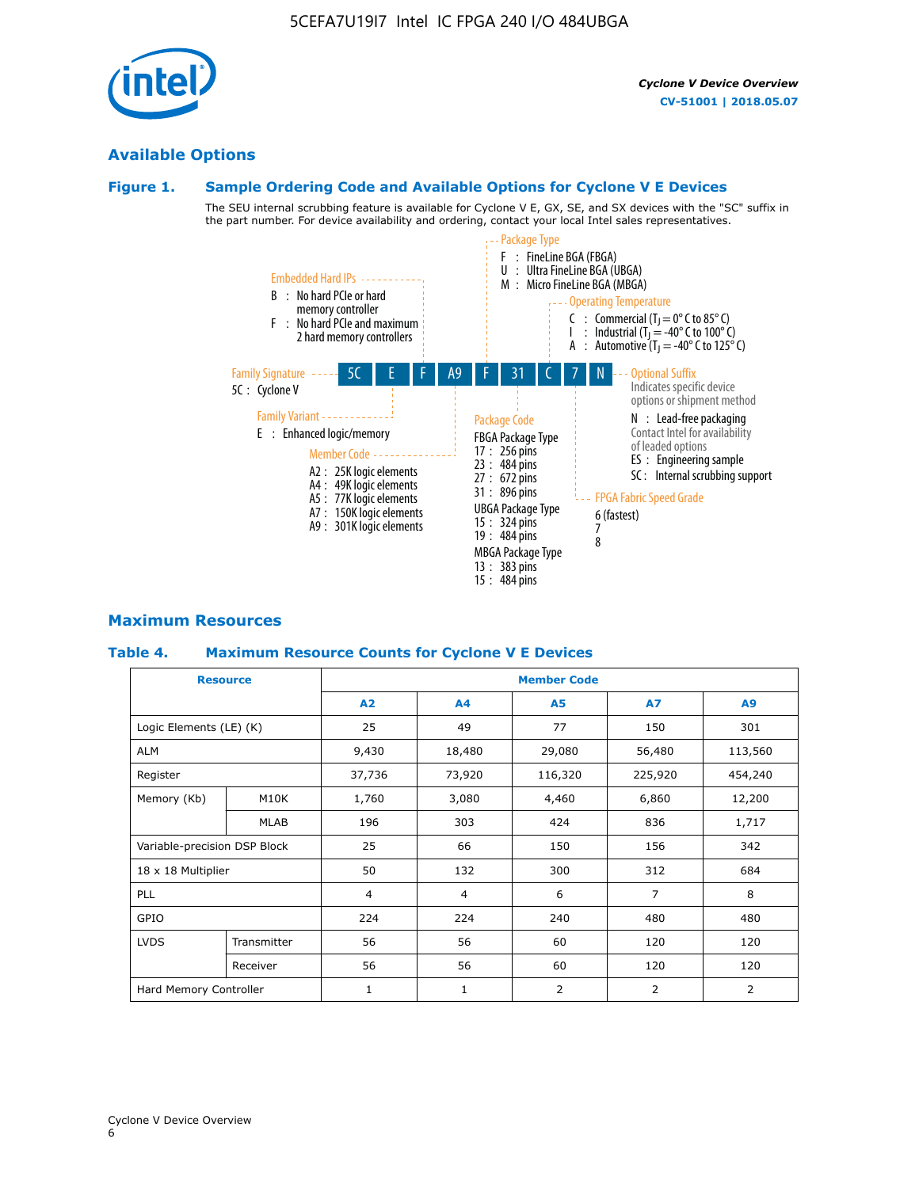## Available Options

### Figure 1. Sample Ordering Code and Available Options for Cyclone V E Devices

The SEU internal scrubbing feature is available for Cyclone V E, GX, SE, and SX devices with the "SC" suffix in the part number. For device availability and ordering, contact your local Intel sales representatives.

5C E F A9 F 31 C 7 N

**Family Signature**
5C : Cyclone V

**Family Variant**
E : Enhanced logic/memory

**Embedded Hard IPs**
B : No hard PCIe or hard memory controller
F : No hard PCIe and maximum 2 hard memory controllers

**Member Code**
A2 : 25K logic elements
A4 : 49K logic elements
A5 : 77K logic elements
A7 : 150K logic elements
A9 : 301K logic elements

**Package Type**
F : FineLine BGA (FBGA)
U : Ultra FineLine BGA (UBGA)
M : Micro FineLine BGA (MBGA)

**Package Code**
FBGA Package Type
17 : 256 pins
23 : 484 pins
27 : 672 pins
31 : 896 pins
UBGA Package Type
15 : 324 pins
19 : 484 pins
MBGA Package Type
13 : 383 pins
15 : 484 pins

**Operating Temperature**
C : Commercial ($T_J$ = 0° C to 85° C)
I : Industrial ($T_J$ = -40° C to 100° C)
A : Automotive ($T_J$ = -40° C to 125° C)

**FPGA Fabric Speed Grade**
6 (fastest)
7
8

**Optional Suffix**
Indicates specific device options or shipment method
N : Lead-free packaging
Contact Intel for availability of leaded options
ES : Engineering sample
SC : Internal scrubbing support

## Maximum Resources

### Table 4. Maximum Resource Counts for Cyclone V E Devices

| Resource | | Member Code | | | | |
|---|---|---|---|---|---|---|
| | | A2 | A4 | A5 | A7 | A9 |
| Logic Elements (LE) (K) | | 25 | 49 | 77 | 150 | 301 |
| ALM | | 9,430 | 18,480 | 29,080 | 56,480 | 113,560 |
| Register | | 37,736 | 73,920 | 116,320 | 225,920 | 454,240 |
| Memory (Kb) | M10K | 1,760 | 3,080 | 4,460 | 6,860 | 12,200 |
| | MLAB | 196 | 303 | 424 | 836 | 1,717 |
| Variable-precision DSP Block | | 25 | 66 | 150 | 156 | 342 |
| 18 x 18 Multiplier | | 50 | 132 | 300 | 312 | 684 |
| PLL | | 4 | 4 | 6 | 7 | 8 |
| GPIO | | 224 | 224 | 240 | 480 | 480 |
| LVDS | Transmitter | 56 | 56 | 60 | 120 | 120 |
| | Receiver | 56 | 56 | 60 | 120 | 120 |
| Hard Memory Controller | | 1 | 1 | 2 | 2 | 2 |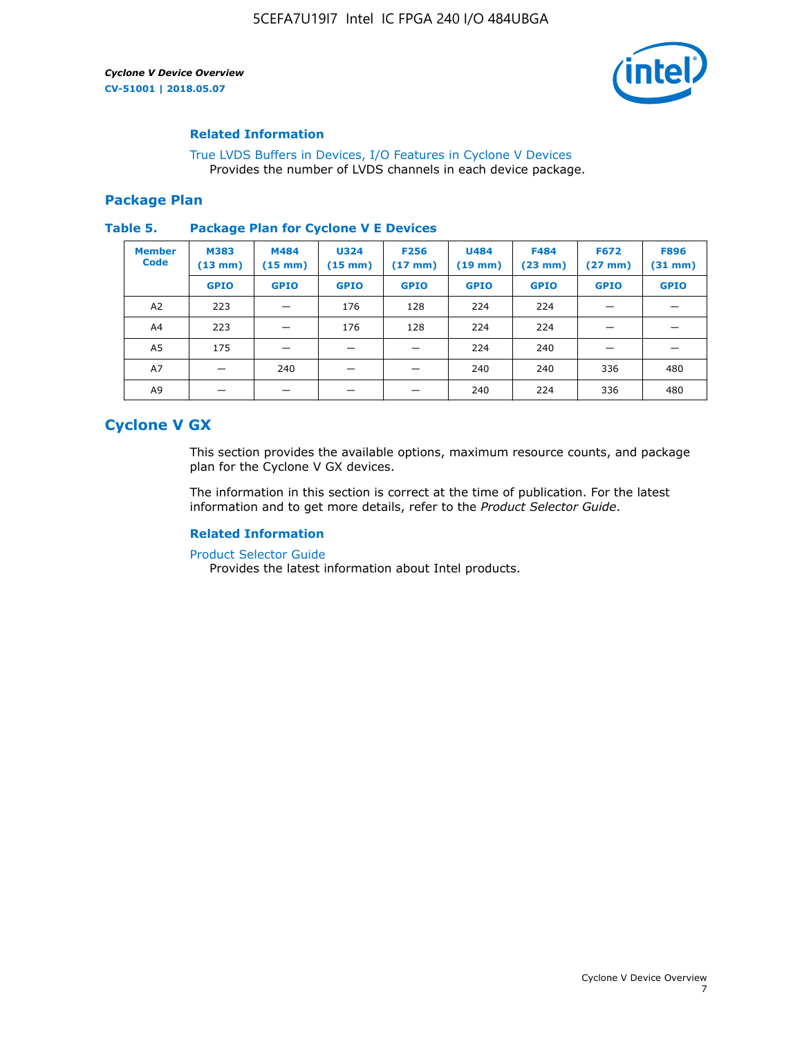### Related Information

True LVDS Buffers in Devices, I/O Features in Cyclone V Devices
Provides the number of LVDS channels in each device package.

## Package Plan

**Table 5. Package Plan for Cyclone V E Devices**

| Member Code | M383 (13 mm) | M484 (15 mm) | U324 (15 mm) | F256 (17 mm) | U484 (19 mm) | F484 (23 mm) | F672 (27 mm) | F896 (31 mm) |
|---|---|---|---|---|---|---|---|---|
| | GPIO | GPIO | GPIO | GPIO | GPIO | GPIO | GPIO | GPIO |
| A2 | 223 | — | 176 | 128 | 224 | 224 | — | — |
| A4 | 223 | — | 176 | 128 | 224 | 224 | — | — |
| A5 | 175 | — | — | — | 224 | 240 | — | — |
| A7 | — | 240 | — | — | 240 | 240 | 336 | 480 |
| A9 | — | — | — | — | 240 | 224 | 336 | 480 |

# Cyclone V GX

This section provides the available options, maximum resource counts, and package plan for the Cyclone V GX devices.

The information in this section is correct at the time of publication. For the latest information and to get more details, refer to the *Product Selector Guide*.

### Related Information

Product Selector Guide
Provides the latest information about Intel products.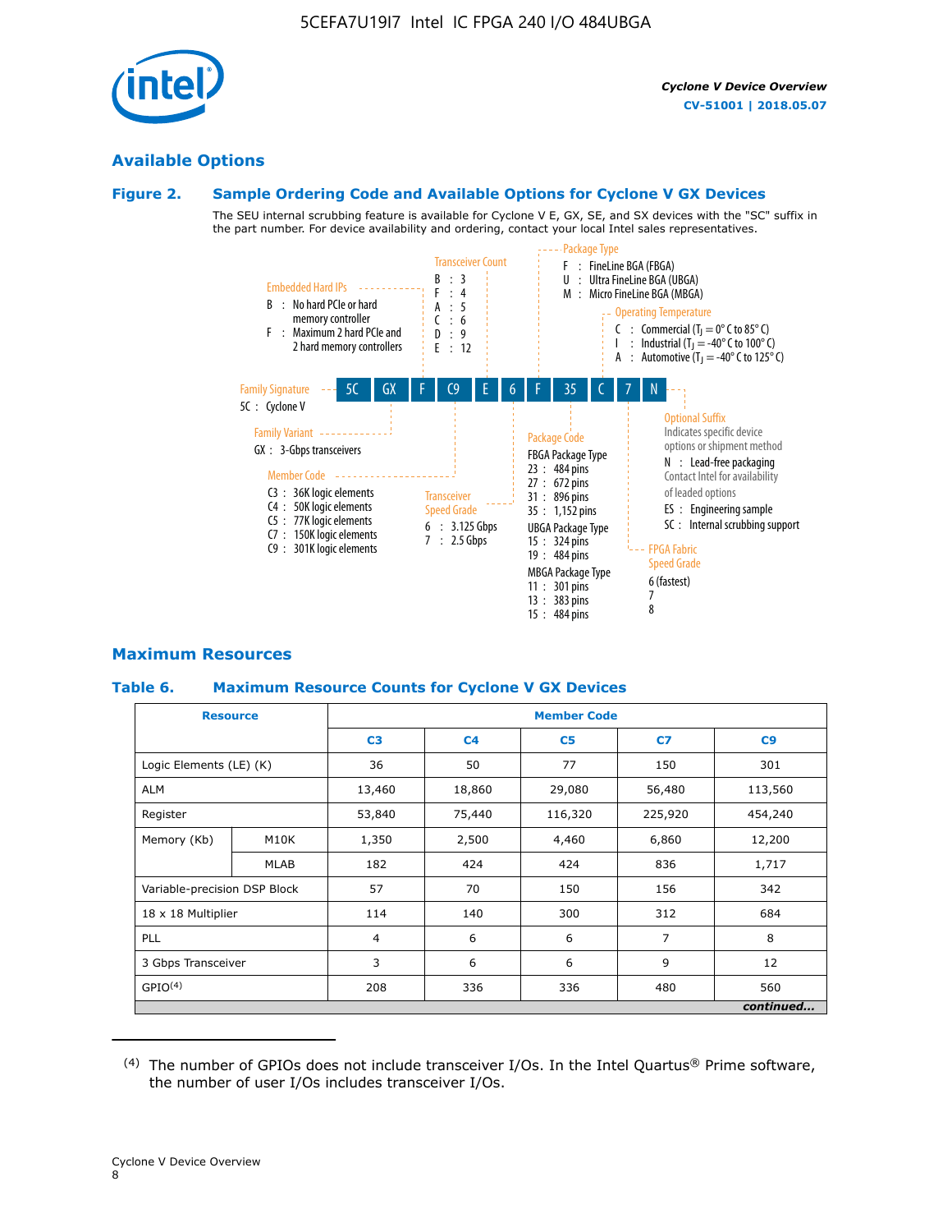## Available Options

### Figure 2. Sample Ordering Code and Available Options for Cyclone V GX Devices

The SEU internal scrubbing feature is available for Cyclone V E, GX, SE, and SX devices with the "SC" suffix in the part number. For device availability and ordering, contact your local Intel sales representatives.

Sample ordering code: 5C GX F C9 E 6 F 35 C 7 N

**Family Signature**
- 5C : Cyclone V

**Family Variant**
- GX : 3-Gbps transceivers

**Embedded Hard IPs**
- B : No hard PCIe or hard memory controller
- F : Maximum 2 hard PCIe and 2 hard memory controllers

**Member Code**
- C3 : 36K logic elements
- C4 : 50K logic elements
- C5 : 77K logic elements
- C7 : 150K logic elements
- C9 : 301K logic elements

**Transceiver Count**
- B : 3
- F : 4
- A : 5
- C : 6
- D : 9
- E : 12

**Transceiver Speed Grade**
- 6 : 3.125 Gbps
- 7 : 2.5 Gbps

**Package Type**
- F : FineLine BGA (FBGA)
- U : Ultra FineLine BGA (UBGA)
- M : Micro FineLine BGA (MBGA)

**Package Code**
- FBGA Package Type
  - 23 : 484 pins
  - 27 : 672 pins
  - 31 : 896 pins
  - 35 : 1,152 pins
- UBGA Package Type
  - 15 : 324 pins
  - 19 : 484 pins
- MBGA Package Type
  - 11 : 301 pins
  - 13 : 383 pins
  - 15 : 484 pins

**Operating Temperature**
- C : Commercial ($T_J$ = 0° C to 85° C)
- I : Industrial ($T_J$ = -40° C to 100° C)
- A : Automotive ($T_J$ = -40° C to 125° C)

**FPGA Fabric Speed Grade**
- 6 (fastest)
- 7
- 8

**Optional Suffix**

Indicates specific device options or shipment method
- N : Lead-free packaging. Contact Intel for availability of leaded options
- ES : Engineering sample
- SC : Internal scrubbing support

## Maximum Resources

### Table 6. Maximum Resource Counts for Cyclone V GX Devices

| Resource | | C3 | C4 | C5 | C7 | C9 |
|---|---|---|---|---|---|---|
| Logic Elements (LE) (K) | | 36 | 50 | 77 | 150 | 301 |
| ALM | | 13,460 | 18,860 | 29,080 | 56,480 | 113,560 |
| Register | | 53,840 | 75,440 | 116,320 | 225,920 | 454,240 |
| Memory (Kb) | M10K | 1,350 | 2,500 | 4,460 | 6,860 | 12,200 |
| | MLAB | 182 | 424 | 424 | 836 | 1,717 |
| Variable-precision DSP Block | | 57 | 70 | 150 | 156 | 342 |
| 18 x 18 Multiplier | | 114 | 140 | 300 | 312 | 684 |
| PLL | | 4 | 6 | 6 | 7 | 8 |
| 3 Gbps Transceiver | | 3 | 6 | 6 | 9 | 12 |
| GPIO[4] | | 208 | 336 | 336 | 480 | 560 |

*continued...*

(4) The number of GPIOs does not include transceiver I/Os. In the Intel Quartus® Prime software, the number of user I/Os includes transceiver I/Os.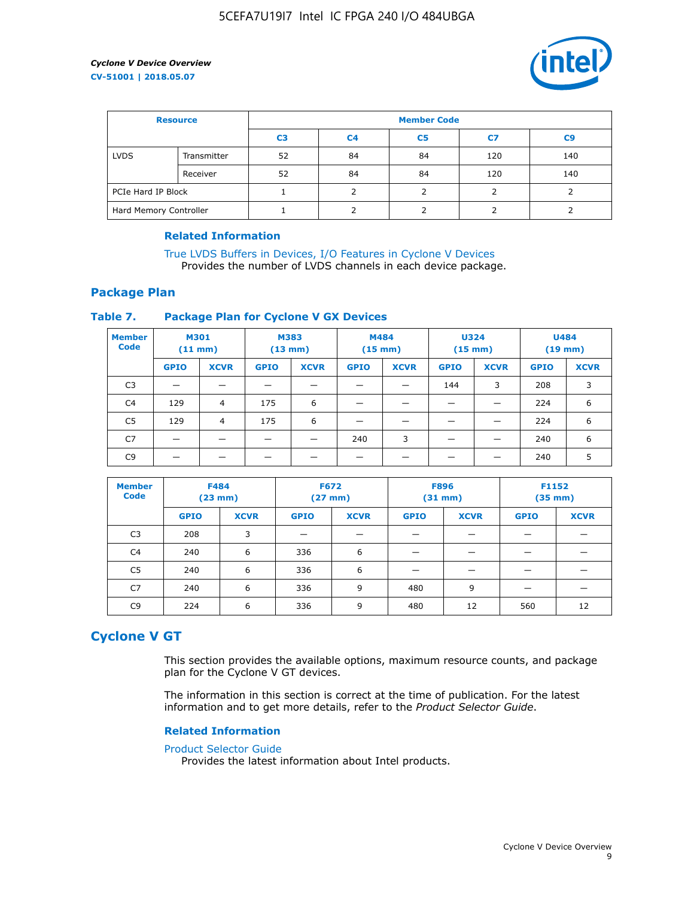| Resource | | Member Code | | | | |
|---|---|---|---|---|---|---|
| | | C3 | C4 | C5 | C7 | C9 |
| LVDS | Transmitter | 52 | 84 | 84 | 120 | 140 |
| | Receiver | 52 | 84 | 84 | 120 | 140 |
| PCIe Hard IP Block | | 1 | 2 | 2 | 2 | 2 |
| Hard Memory Controller | | 1 | 2 | 2 | 2 | 2 |

#### Related Information

True LVDS Buffers in Devices, I/O Features in Cyclone V Devices
Provides the number of LVDS channels in each device package.

## Package Plan

**Table 7. Package Plan for Cyclone V GX Devices**

| Member Code | M301 (11 mm) | | M383 (13 mm) | | M484 (15 mm) | | U324 (15 mm) | | U484 (19 mm) | |
|---|---|---|---|---|---|---|---|---|---|---|
| | GPIO | XCVR | GPIO | XCVR | GPIO | XCVR | GPIO | XCVR | GPIO | XCVR |
| C3 | — | — | — | — | — | — | 144 | 3 | 208 | 3 |
| C4 | 129 | 4 | 175 | 6 | — | — | — | — | 224 | 6 |
| C5 | 129 | 4 | 175 | 6 | — | — | — | — | 224 | 6 |
| C7 | — | — | — | — | 240 | 3 | — | — | 240 | 6 |
| C9 | — | — | — | — | — | — | — | — | 240 | 5 |

| Member Code | F484 (23 mm) | | F672 (27 mm) | | F896 (31 mm) | | F1152 (35 mm) | |
|---|---|---|---|---|---|---|---|---|
| | GPIO | XCVR | GPIO | XCVR | GPIO | XCVR | GPIO | XCVR |
| C3 | 208 | 3 | — | — | — | — | — | — |
| C4 | 240 | 6 | 336 | 6 | — | — | — | — |
| C5 | 240 | 6 | 336 | 6 | — | — | — | — |
| C7 | 240 | 6 | 336 | 9 | 480 | 9 | — | — |
| C9 | 224 | 6 | 336 | 9 | 480 | 12 | 560 | 12 |

# Cyclone V GT

This section provides the available options, maximum resource counts, and package plan for the Cyclone V GT devices.

The information in this section is correct at the time of publication. For the latest information and to get more details, refer to the *Product Selector Guide*.

#### Related Information

Product Selector Guide
Provides the latest information about Intel products.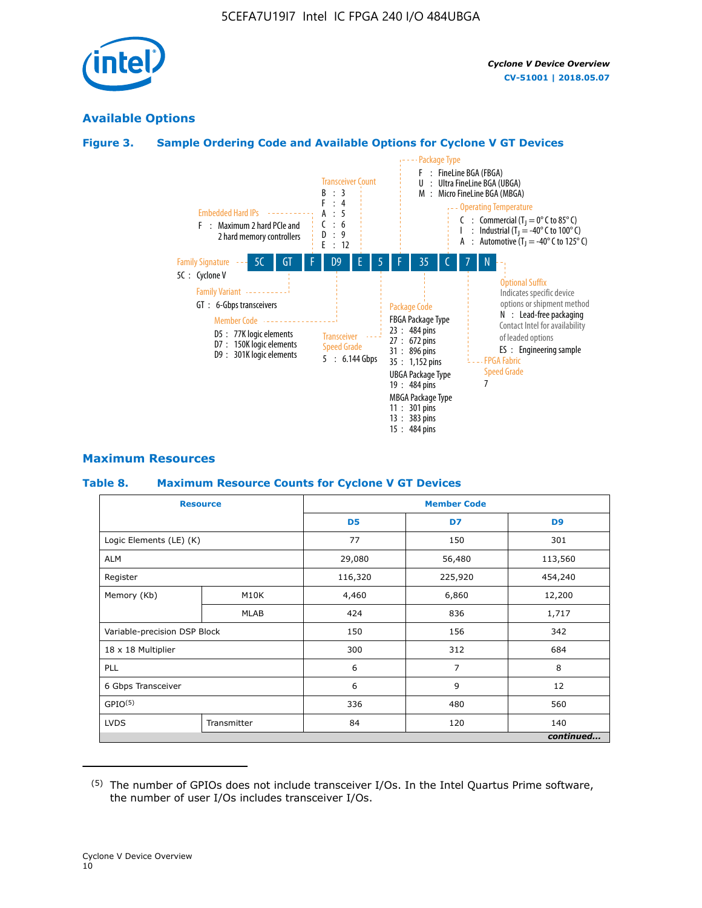## Available Options

### Figure 3. Sample Ordering Code and Available Options for Cyclone V GT Devices

**Ordering code:** 5C GT F D9 E 5 F 35 C 7 N

- **Family Signature**
  - 5C : Cyclone V
- **Family Variant**
  - GT : 6-Gbps transceivers
- **Embedded Hard IPs**
  - F : Maximum 2 hard PCIe and 2 hard memory controllers
- **Member Code**
  - D5 : 77K logic elements
  - D7 : 150K logic elements
  - D9 : 301K logic elements
- **Transceiver Count**
  - B : 3
  - F : 4
  - A : 5
  - C : 6
  - D : 9
  - E : 12
- **Transceiver Speed Grade**
  - 5 : 6.144 Gbps
- **Package Type**
  - F : FineLine BGA (FBGA)
  - U : Ultra FineLine BGA (UBGA)
  - M : Micro FineLine BGA (MBGA)
- **Package Code**
  - FBGA Package Type
    - 23 : 484 pins
    - 27 : 672 pins
    - 31 : 896 pins
    - 35 : 1,152 pins
  - UBGA Package Type
    - 19 : 484 pins
  - MBGA Package Type
    - 11 : 301 pins
    - 13 : 383 pins
    - 15 : 484 pins
- **Operating Temperature**
  - C : Commercial ($T_J$ = 0° C to 85° C)
  - I : Industrial ($T_J$ = -40° C to 100° C)
  - A : Automotive ($T_J$ = -40° C to 125° C)
- **FPGA Fabric Speed Grade**
  - 7
- **Optional Suffix**
  - Indicates specific device options or shipment method
  - N : Lead-free packaging
  - Contact Intel for availability of leaded options
  - ES : Engineering sample

## Maximum Resources

### Table 8. Maximum Resource Counts for Cyclone V GT Devices

| Resource | | Member Code | | |
|---|---|---|---|---|
| | | D5 | D7 | D9 |
| Logic Elements (LE) (K) | | 77 | 150 | 301 |
| ALM | | 29,080 | 56,480 | 113,560 |
| Register | | 116,320 | 225,920 | 454,240 |
| Memory (Kb) | M10K | 4,460 | 6,860 | 12,200 |
| | MLAB | 424 | 836 | 1,717 |
| Variable-precision DSP Block | | 150 | 156 | 342 |
| 18 x 18 Multiplier | | 300 | 312 | 684 |
| PLL | | 6 | 7 | 8 |
| 6 Gbps Transceiver | | 6 | 9 | 12 |
| GPIO[5] | | 336 | 480 | 560 |
| LVDS | Transmitter | 84 | 120 | 140 |

*continued...*

[5] The number of GPIOs does not include transceiver I/Os. In the Intel Quartus Prime software, the number of user I/Os includes transceiver I/Os.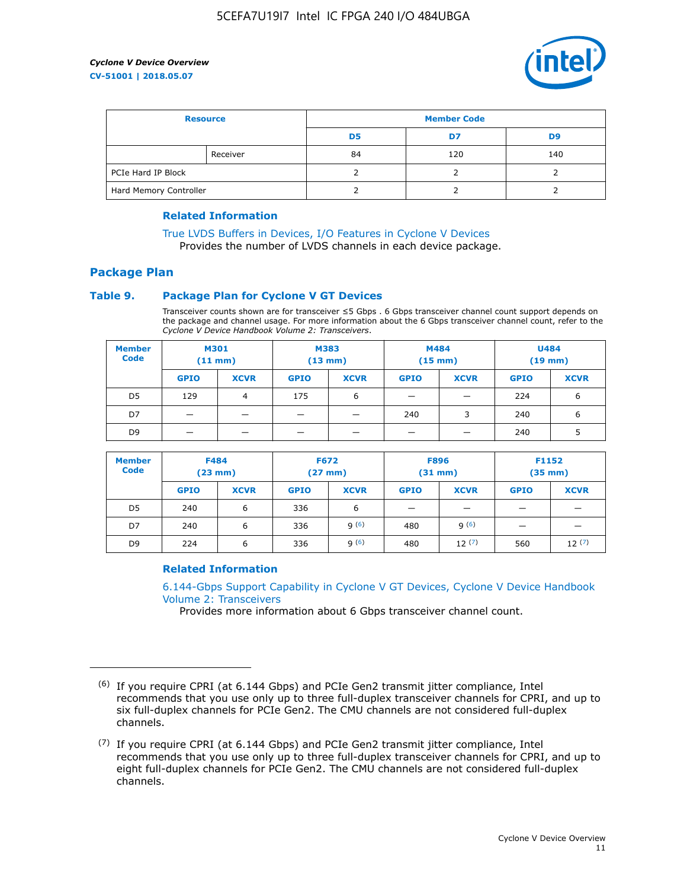| Resource | | Member Code | | |
|---|---|---|---|---|
| | | D5 | D7 | D9 |
| | Receiver | 84 | 120 | 140 |
| PCIe Hard IP Block | | 2 | 2 | 2 |
| Hard Memory Controller | | 2 | 2 | 2 |

### Related Information

True LVDS Buffers in Devices, I/O Features in Cyclone V Devices
Provides the number of LVDS channels in each device package.

## Package Plan

### Table 9. Package Plan for Cyclone V GT Devices

Transceiver counts shown are for transceiver ≤5 Gbps . 6 Gbps transceiver channel count support depends on the package and channel usage. For more information about the 6 Gbps transceiver channel count, refer to the *Cyclone V Device Handbook Volume 2: Transceivers*.

| Member Code | M301 (11 mm) | | M383 (13 mm) | | M484 (15 mm) | | U484 (19 mm) | |
|---|---|---|---|---|---|---|---|---|
| | GPIO | XCVR | GPIO | XCVR | GPIO | XCVR | GPIO | XCVR |
| D5 | 129 | 4 | 175 | 6 | — | — | 224 | 6 |
| D7 | — | — | — | — | 240 | 3 | 240 | 6 |
| D9 | — | — | — | — | — | — | 240 | 5 |

| Member Code | F484 (23 mm) | | F672 (27 mm) | | F896 (31 mm) | | F1152 (35 mm) | |
|---|---|---|---|---|---|---|---|---|
| | GPIO | XCVR | GPIO | XCVR | GPIO | XCVR | GPIO | XCVR |
| D5 | 240 | 6 | 336 | 6 | — | — | — | — |
| D7 | 240 | 6 | 336 | 9 (6) | 480 | 9 (6) | — | — |
| D9 | 224 | 6 | 336 | 9 (6) | 480 | 12 (7) | 560 | 12 (7) |

### Related Information

6.144-Gbps Support Capability in Cyclone V GT Devices, Cyclone V Device Handbook Volume 2: Transceivers
Provides more information about 6 Gbps transceiver channel count.

---

(6) If you require CPRI (at 6.144 Gbps) and PCIe Gen2 transmit jitter compliance, Intel recommends that you use only up to three full-duplex transceiver channels for CPRI, and up to six full-duplex channels for PCIe Gen2. The CMU channels are not considered full-duplex channels.

(7) If you require CPRI (at 6.144 Gbps) and PCIe Gen2 transmit jitter compliance, Intel recommends that you use only up to three full-duplex transceiver channels for CPRI, and up to eight full-duplex channels for PCIe Gen2. The CMU channels are not considered full-duplex channels.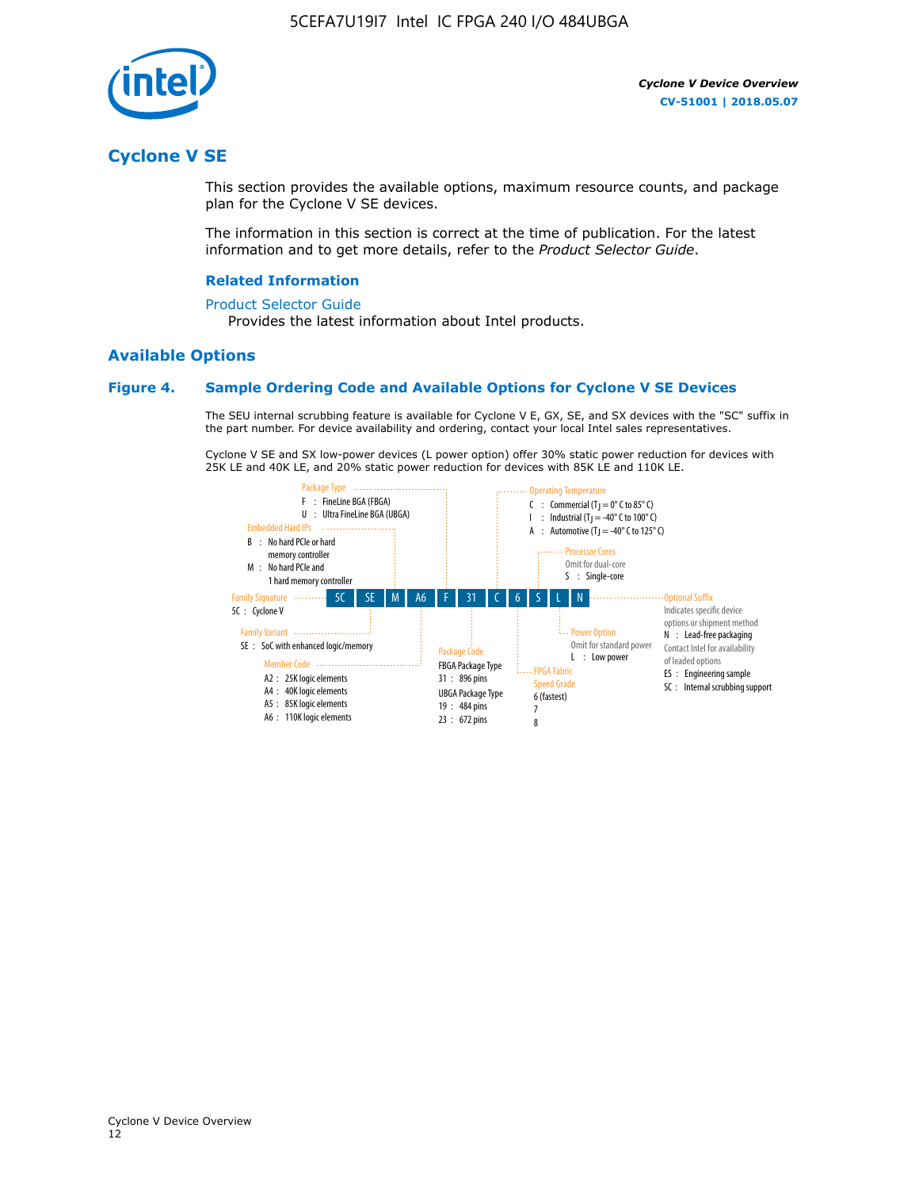## Cyclone V SE

This section provides the available options, maximum resource counts, and package plan for the Cyclone V SE devices.

The information in this section is correct at the time of publication. For the latest information and to get more details, refer to the *Product Selector Guide*.

### Related Information

Product Selector Guide

Provides the latest information about Intel products.

## Available Options

### Figure 4. Sample Ordering Code and Available Options for Cyclone V SE Devices

The SEU internal scrubbing feature is available for Cyclone V E, GX, SE, and SX devices with the "SC" suffix in the part number. For device availability and ordering, contact your local Intel sales representatives.

Cyclone V SE and SX low-power devices (L power option) offer 30% static power reduction for devices with 25K LE and 40K LE, and 20% static power reduction for devices with 85K LE and 110K LE.

Sample ordering code: 5C SE M A6 F 31 C 6 S L N

- **Family Signature**
  - 5C : Cyclone V
- **Family Variant**
  - SE : SoC with enhanced logic/memory
- **Embedded Hard IPs**
  - B : No hard PCIe or hard memory controller
  - M : No hard PCIe and 1 hard memory controller
- **Member Code**
  - A2 : 25K logic elements
  - A4 : 40K logic elements
  - A5 : 85K logic elements
  - A6 : 110K logic elements
- **Package Type**
  - F : FineLine BGA (FBGA)
  - U : Ultra FineLine BGA (UBGA)
- **Package Code**
  - FBGA Package Type
    - 31 : 896 pins
  - UBGA Package Type
    - 19 : 484 pins
    - 23 : 672 pins
- **Operating Temperature**
  - C : Commercial ($T_J$ = 0° C to 85° C)
  - I : Industrial ($T_J$ = -40° C to 100° C)
  - A : Automotive ($T_J$ = -40° C to 125° C)
- **FPGA Fabric Speed Grade**
  - 6 (fastest)
  - 7
  - 8
- **Processor Cores**
  - Omit for dual-core
  - S : Single-core
- **Power Option**
  - Omit for standard power
  - L : Low power
- **Optional Suffix**
  - Indicates specific device options or shipment method
  - N : Lead-free packaging
  - Contact Intel for availability of leaded options
  - ES : Engineering sample
  - SC : Internal scrubbing support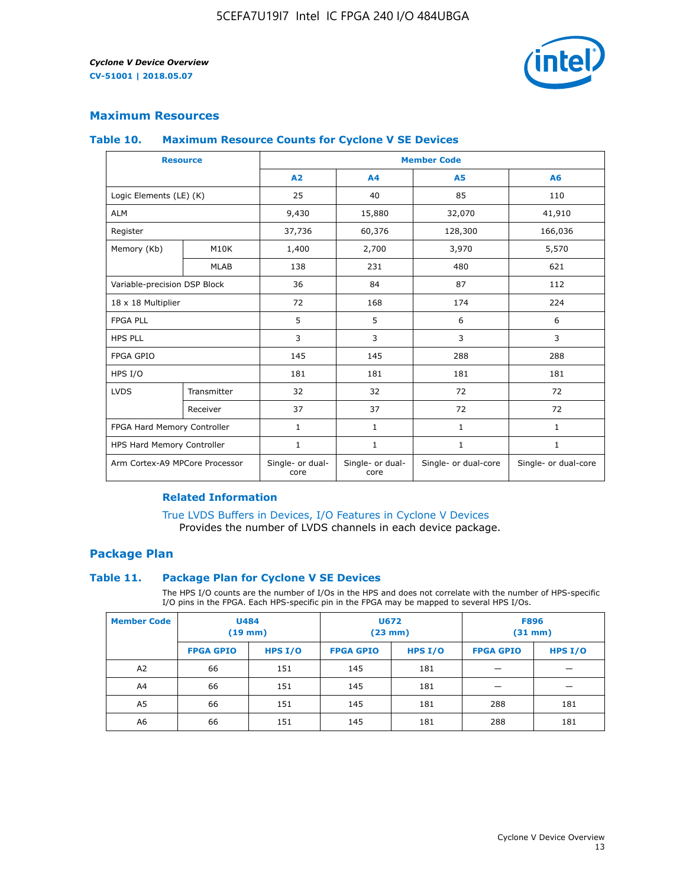## Maximum Resources

### Table 10. Maximum Resource Counts for Cyclone V SE Devices

| Resource | | Member Code | | | |
|---|---|---|---|---|---|
| | | A2 | A4 | A5 | A6 |
| Logic Elements (LE) (K) | | 25 | 40 | 85 | 110 |
| ALM | | 9,430 | 15,880 | 32,070 | 41,910 |
| Register | | 37,736 | 60,376 | 128,300 | 166,036 |
| Memory (Kb) | M10K | 1,400 | 2,700 | 3,970 | 5,570 |
| | MLAB | 138 | 231 | 480 | 621 |
| Variable-precision DSP Block | | 36 | 84 | 87 | 112 |
| 18 x 18 Multiplier | | 72 | 168 | 174 | 224 |
| FPGA PLL | | 5 | 5 | 6 | 6 |
| HPS PLL | | 3 | 3 | 3 | 3 |
| FPGA GPIO | | 145 | 145 | 288 | 288 |
| HPS I/O | | 181 | 181 | 181 | 181 |
| LVDS | Transmitter | 32 | 32 | 72 | 72 |
| | Receiver | 37 | 37 | 72 | 72 |
| FPGA Hard Memory Controller | | 1 | 1 | 1 | 1 |
| HPS Hard Memory Controller | | 1 | 1 | 1 | 1 |
| Arm Cortex-A9 MPCore Processor | | Single- or dual-core | Single- or dual-core | Single- or dual-core | Single- or dual-core |

#### Related Information

True LVDS Buffers in Devices, I/O Features in Cyclone V Devices
Provides the number of LVDS channels in each device package.

## Package Plan

### Table 11. Package Plan for Cyclone V SE Devices

The HPS I/O counts are the number of I/Os in the HPS and does not correlate with the number of HPS-specific I/O pins in the FPGA. Each HPS-specific pin in the FPGA may be mapped to several HPS I/Os.

| Member Code | U484 (19 mm) | | U672 (23 mm) | | F896 (31 mm) | |
|---|---|---|---|---|---|---|
| | FPGA GPIO | HPS I/O | FPGA GPIO | HPS I/O | FPGA GPIO | HPS I/O |
| A2 | 66 | 151 | 145 | 181 | — | — |
| A4 | 66 | 151 | 145 | 181 | — | — |
| A5 | 66 | 151 | 145 | 181 | 288 | 181 |
| A6 | 66 | 151 | 145 | 181 | 288 | 181 |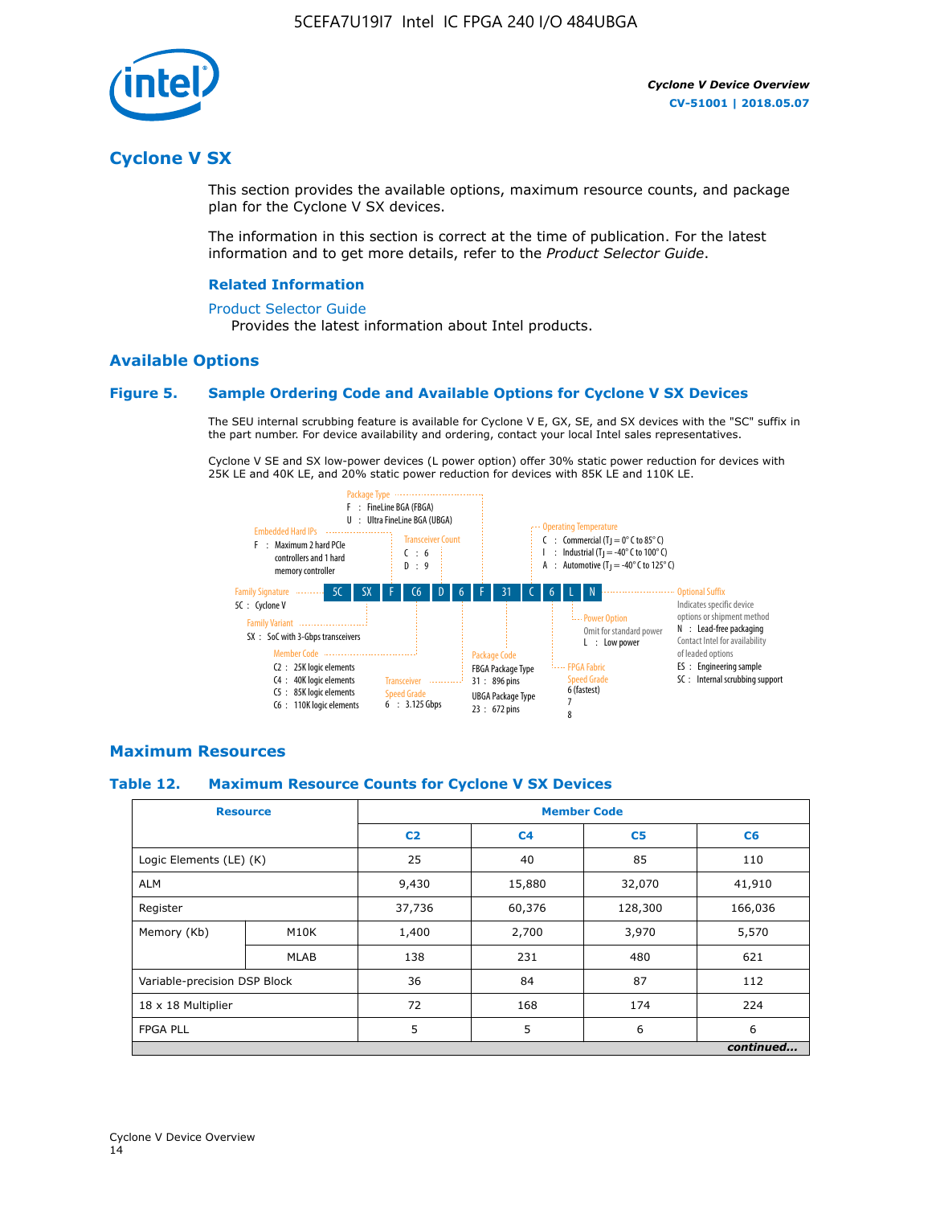# Cyclone V SX

This section provides the available options, maximum resource counts, and package plan for the Cyclone V SX devices.

The information in this section is correct at the time of publication. For the latest information and to get more details, refer to the *Product Selector Guide*.

### Related Information

Product Selector Guide

Provides the latest information about Intel products.

## Available Options

### Figure 5. Sample Ordering Code and Available Options for Cyclone V SX Devices

The SEU internal scrubbing feature is available for Cyclone V E, GX, SE, and SX devices with the "SC" suffix in the part number. For device availability and ordering, contact your local Intel sales representatives.

Cyclone V SE and SX low-power devices (L power option) offer 30% static power reduction for devices with 25K LE and 40K LE, and 20% static power reduction for devices with 85K LE and 110K LE.

5C SX F C6 D 6 F 31 C 6 L N

- Family Signature
  - 5C : Cyclone V
- Family Variant
  - SX : SoC with 3-Gbps transceivers
- Embedded Hard IPs
  - F : Maximum 2 hard PCIe controllers and 1 hard memory controller
- Member Code
  - C2 : 25K logic elements
  - C4 : 40K logic elements
  - C5 : 85K logic elements
  - C6 : 110K logic elements
- Transceiver Count
  - C : 6
  - D : 9
- Transceiver Speed Grade
  - 6 : 3.125 Gbps
- Package Type
  - F : FineLine BGA (FBGA)
  - U : Ultra FineLine BGA (UBGA)
- Package Code
  - FBGA Package Type
    - 31 : 896 pins
  - UBGA Package Type
    - 23 : 672 pins
- Operating Temperature
  - C : Commercial ($T_J$ = 0° C to 85° C)
  - I : Industrial ($T_J$ = -40° C to 100° C)
  - A : Automotive ($T_J$ = -40° C to 125° C)
- FPGA Fabric Speed Grade
  - 6 (fastest)
  - 7
  - 8
- Power Option
  - Omit for standard power
  - L : Low power
- Optional Suffix
  - Indicates specific device options or shipment method
  - N : Lead-free packaging
  - Contact Intel for availability of leaded options
  - ES : Engineering sample
  - SC : Internal scrubbing support

## Maximum Resources

### Table 12. Maximum Resource Counts for Cyclone V SX Devices

| Resource | | Member Code | | | |
|---|---|---|---|---|---|
| | | C2 | C4 | C5 | C6 |
| Logic Elements (LE) (K) | | 25 | 40 | 85 | 110 |
| ALM | | 9,430 | 15,880 | 32,070 | 41,910 |
| Register | | 37,736 | 60,376 | 128,300 | 166,036 |
| Memory (Kb) | M10K | 1,400 | 2,700 | 3,970 | 5,570 |
| | MLAB | 138 | 231 | 480 | 621 |
| Variable-precision DSP Block | | 36 | 84 | 87 | 112 |
| 18 x 18 Multiplier | | 72 | 168 | 174 | 224 |
| FPGA PLL | | 5 | 5 | 6 | 6 |

*continued...*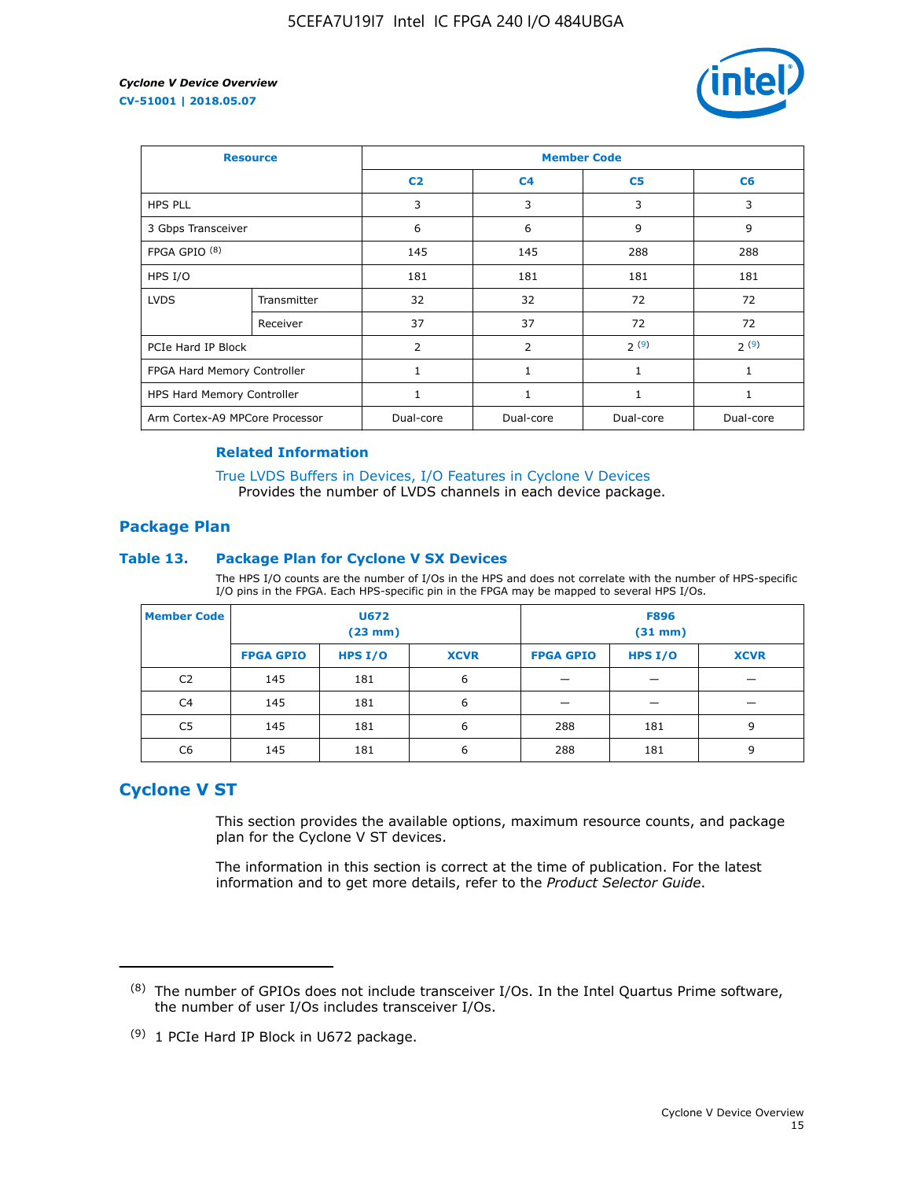| Resource | | Member Code | | | |
|---|---|---|---|---|---|
| | | C2 | C4 | C5 | C6 |
| HPS PLL | | 3 | 3 | 3 | 3 |
| 3 Gbps Transceiver | | 6 | 6 | 9 | 9 |
| FPGA GPIO [(8)] | | 145 | 145 | 288 | 288 |
| HPS I/O | | 181 | 181 | 181 | 181 |
| LVDS | Transmitter | 32 | 32 | 72 | 72 |
| | Receiver | 37 | 37 | 72 | 72 |
| PCIe Hard IP Block | | 2 | 2 | 2 [(9)] | 2 [(9)] |
| FPGA Hard Memory Controller | | 1 | 1 | 1 | 1 |
| HPS Hard Memory Controller | | 1 | 1 | 1 | 1 |
| Arm Cortex-A9 MPCore Processor | | Dual-core | Dual-core | Dual-core | Dual-core |

### Related Information

True LVDS Buffers in Devices, I/O Features in Cyclone V Devices
Provides the number of LVDS channels in each device package.

## Package Plan

### Table 13. Package Plan for Cyclone V SX Devices

The HPS I/O counts are the number of I/Os in the HPS and does not correlate with the number of HPS-specific I/O pins in the FPGA. Each HPS-specific pin in the FPGA may be mapped to several HPS I/Os.

| Member Code | U672 (23 mm) | | | F896 (31 mm) | | |
|---|---|---|---|---|---|---|
| | FPGA GPIO | HPS I/O | XCVR | FPGA GPIO | HPS I/O | XCVR |
| C2 | 145 | 181 | 6 | — | — | — |
| C4 | 145 | 181 | 6 | — | — | — |
| C5 | 145 | 181 | 6 | 288 | 181 | 9 |
| C6 | 145 | 181 | 6 | 288 | 181 | 9 |

## Cyclone V ST

This section provides the available options, maximum resource counts, and package plan for the Cyclone V ST devices.

The information in this section is correct at the time of publication. For the latest information and to get more details, refer to the *Product Selector Guide*.

---

(8) The number of GPIOs does not include transceiver I/Os. In the Intel Quartus Prime software, the number of user I/Os includes transceiver I/Os.

(9) 1 PCIe Hard IP Block in U672 package.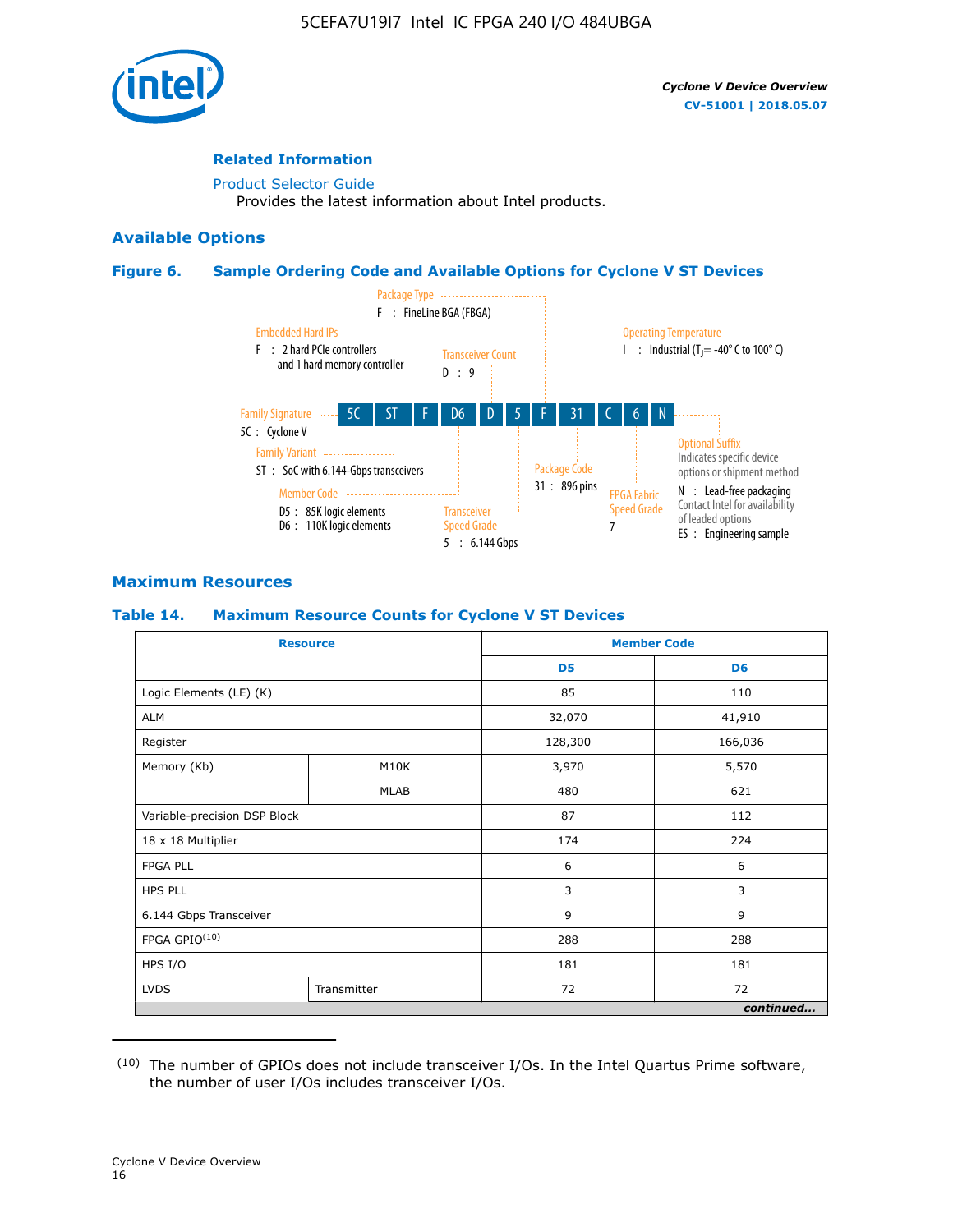#### Related Information

Product Selector Guide
Provides the latest information about Intel products.

## Available Options

### Figure 6. Sample Ordering Code and Available Options for Cyclone V ST Devices

| 5C | ST | F | D6 | D | 5 | F | 31 | C | 6 | N |
|---|---|---|---|---|---|---|---|---|---|---|

- **Family Signature** — 5C : Cyclone V
- **Family Variant** — ST : SoC with 6.144-Gbps transceivers
- **Embedded Hard IPs** — F : 2 hard PCIe controllers and 1 hard memory controller
- **Member Code** — D5 : 85K logic elements; D6 : 110K logic elements
- **Transceiver Count** — D : 9
- **Transceiver Speed Grade** — 5 : 6.144 Gbps
- **Package Type** — F : FineLine BGA (FBGA)
- **Package Code** — 31 : 896 pins
- **Operating Temperature** — I : Industrial ($T_J$ = -40° C to 100° C)
- **FPGA Fabric Speed Grade** — 7
- **Optional Suffix** — Indicates specific device options or shipment method. N : Lead-free packaging. Contact Intel for availability of leaded options. ES : Engineering sample

## Maximum Resources

### Table 14. Maximum Resource Counts for Cyclone V ST Devices

| Resource | | Member Code | |
|---|---|---|---|
| | | D5 | D6 |
| Logic Elements (LE) (K) | | 85 | 110 |
| ALM | | 32,070 | 41,910 |
| Register | | 128,300 | 166,036 |
| Memory (Kb) | M10K | 3,970 | 5,570 |
| | MLAB | 480 | 621 |
| Variable-precision DSP Block | | 87 | 112 |
| 18 x 18 Multiplier | | 174 | 224 |
| FPGA PLL | | 6 | 6 |
| HPS PLL | | 3 | 3 |
| 6.144 Gbps Transceiver | | 9 | 9 |
| FPGA GPIO[10] | | 288 | 288 |
| HPS I/O | | 181 | 181 |
| LVDS | Transmitter | 72 | 72 |

*continued...*

(10) The number of GPIOs does not include transceiver I/Os. In the Intel Quartus Prime software, the number of user I/Os includes transceiver I/Os.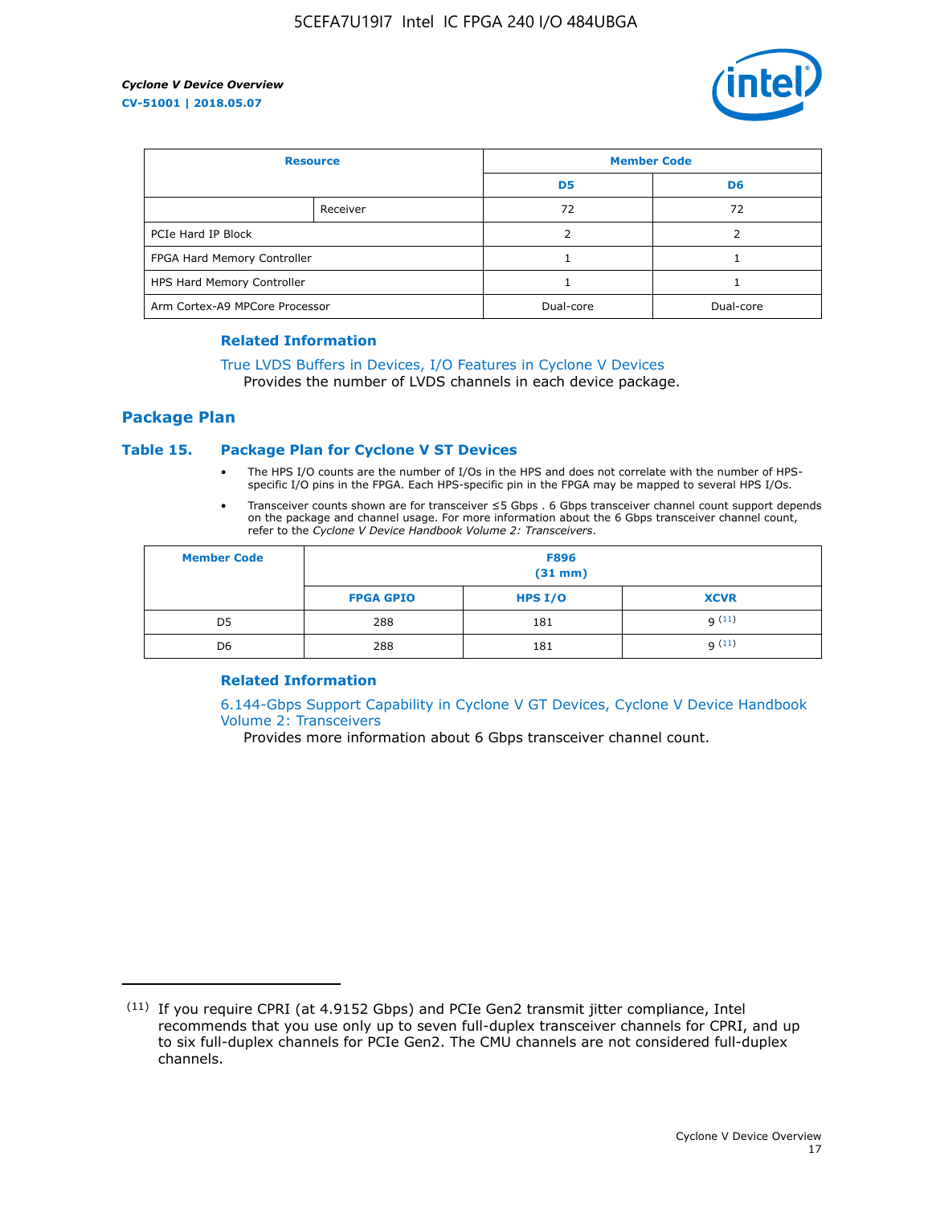| Resource | | Member Code | |
|---|---|---|---|
| | | D5 | D6 |
| | Receiver | 72 | 72 |
| PCIe Hard IP Block | | 2 | 2 |
| FPGA Hard Memory Controller | | 1 | 1 |
| HPS Hard Memory Controller | | 1 | 1 |
| Arm Cortex-A9 MPCore Processor | | Dual-core | Dual-core |

### Related Information

True LVDS Buffers in Devices, I/O Features in Cyclone V Devices
Provides the number of LVDS channels in each device package.

## Package Plan

### Table 15. Package Plan for Cyclone V ST Devices

- The HPS I/O counts are the number of I/Os in the HPS and does not correlate with the number of HPS-specific I/O pins in the FPGA. Each HPS-specific pin in the FPGA may be mapped to several HPS I/Os.
- Transceiver counts shown are for transceiver ≤5 Gbps . 6 Gbps transceiver channel count support depends on the package and channel usage. For more information about the 6 Gbps transceiver channel count, refer to the *Cyclone V Device Handbook Volume 2: Transceivers*.

| Member Code | F896 (31 mm) | | |
|---|---|---|---|
| | FPGA GPIO | HPS I/O | XCVR |
| D5 | 288 | 181 | 9 [11] |
| D6 | 288 | 181 | 9 [11] |

### Related Information

6.144-Gbps Support Capability in Cyclone V GT Devices, Cyclone V Device Handbook Volume 2: Transceivers
Provides more information about 6 Gbps transceiver channel count.

(11) If you require CPRI (at 4.9152 Gbps) and PCIe Gen2 transmit jitter compliance, Intel recommends that you use only up to seven full-duplex transceiver channels for CPRI, and up to six full-duplex channels for PCIe Gen2. The CMU channels are not considered full-duplex channels.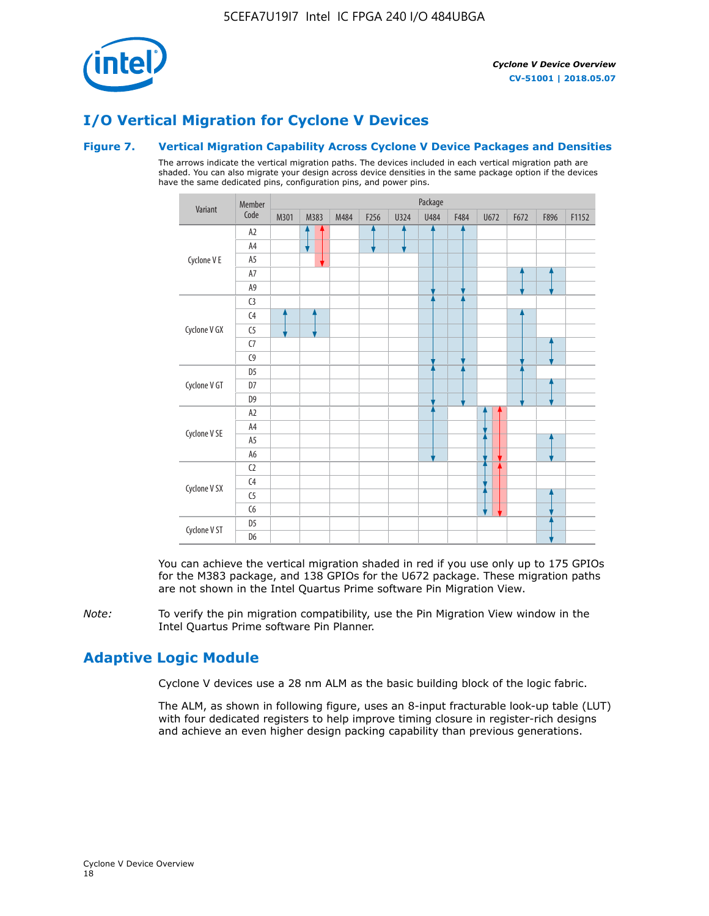# I/O Vertical Migration for Cyclone V Devices

### Figure 7. Vertical Migration Capability Across Cyclone V Device Packages and Densities

The arrows indicate the vertical migration paths. The devices included in each vertical migration path are shaded. You can also migrate your design across device densities in the same package option if the devices have the same dedicated pins, configuration pins, and power pins.

| Variant | Member Code | M301 | M383 | M484 | F256 | U324 | U484 | F484 | U672 | F672 | F896 | F1152 |
|---|---|---|---|---|---|---|---|---|---|---|---|---|
| Cyclone V E | A2 | | | | | | | | | | | |
| | A4 | | | | | | | | | | | |
| | A5 | | | | | | | | | | | |
| | A7 | | | | | | | | | | | |
| | A9 | | | | | | | | | | | |
| Cyclone V GX | C3 | | | | | | | | | | | |
| | C4 | | | | | | | | | | | |
| | C5 | | | | | | | | | | | |
| | C7 | | | | | | | | | | | |
| | C9 | | | | | | | | | | | |
| Cyclone V GT | D5 | | | | | | | | | | | |
| | D7 | | | | | | | | | | | |
| | D9 | | | | | | | | | | | |
| Cyclone V SE | A2 | | | | | | | | | | | |
| | A4 | | | | | | | | | | | |
| | A5 | | | | | | | | | | | |
| | A6 | | | | | | | | | | | |
| Cyclone V SX | C2 | | | | | | | | | | | |
| | C4 | | | | | | | | | | | |
| | C5 | | | | | | | | | | | |
| | C6 | | | | | | | | | | | |
| Cyclone V ST | D5 | | | | | | | | | | | |
| | D6 | | | | | | | | | | | |

You can achieve the vertical migration shaded in red if you use only up to 175 GPIOs for the M383 package, and 138 GPIOs for the U672 package. These migration paths are not shown in the Intel Quartus Prime software Pin Migration View.

*Note:* To verify the pin migration compatibility, use the Pin Migration View window in the Intel Quartus Prime software Pin Planner.

# Adaptive Logic Module

Cyclone V devices use a 28 nm ALM as the basic building block of the logic fabric.

The ALM, as shown in following figure, uses an 8-input fracturable look-up table (LUT) with four dedicated registers to help improve timing closure in register-rich designs and achieve an even higher design packing capability than previous generations.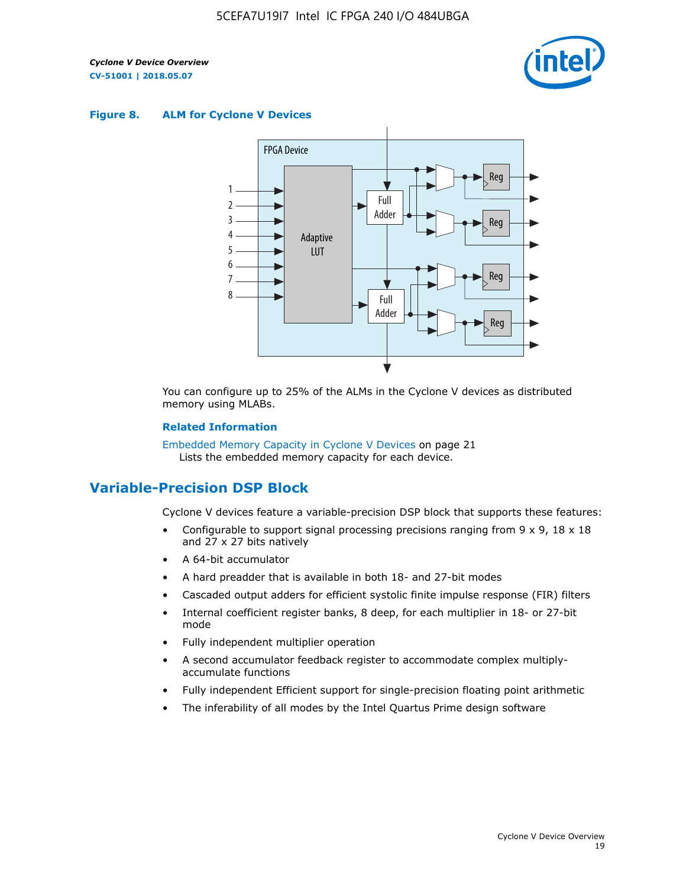**Figure 8. ALM for Cycline V Devices**

You can configure up to 25% of the ALMs in the Cyclone V devices as distributed memory using MLABs.

**Related Information**

Embedded Memory Capacity in Cyclone V Devices on page 21
Lists the embedded memory capacity for each device.

## Variable-Precision DSP Block

Cyclone V devices feature a variable-precision DSP block that supports these features:

- Configurable to support signal processing precisions ranging from 9 x 9, 18 x 18 and 27 x 27 bits natively
- A 64-bit accumulator
- A hard preadder that is available in both 18- and 27-bit modes
- Cascaded output adders for efficient systolic finite impulse response (FIR) filters
- Internal coefficient register banks, 8 deep, for each multiplier in 18- or 27-bit mode
- Fully independent multiplier operation
- A second accumulator feedback register to accommodate complex multiply-accumulate functions
- Fully independent Efficient support for single-precision floating point arithmetic
- The inferability of all modes by the Intel Quartus Prime design software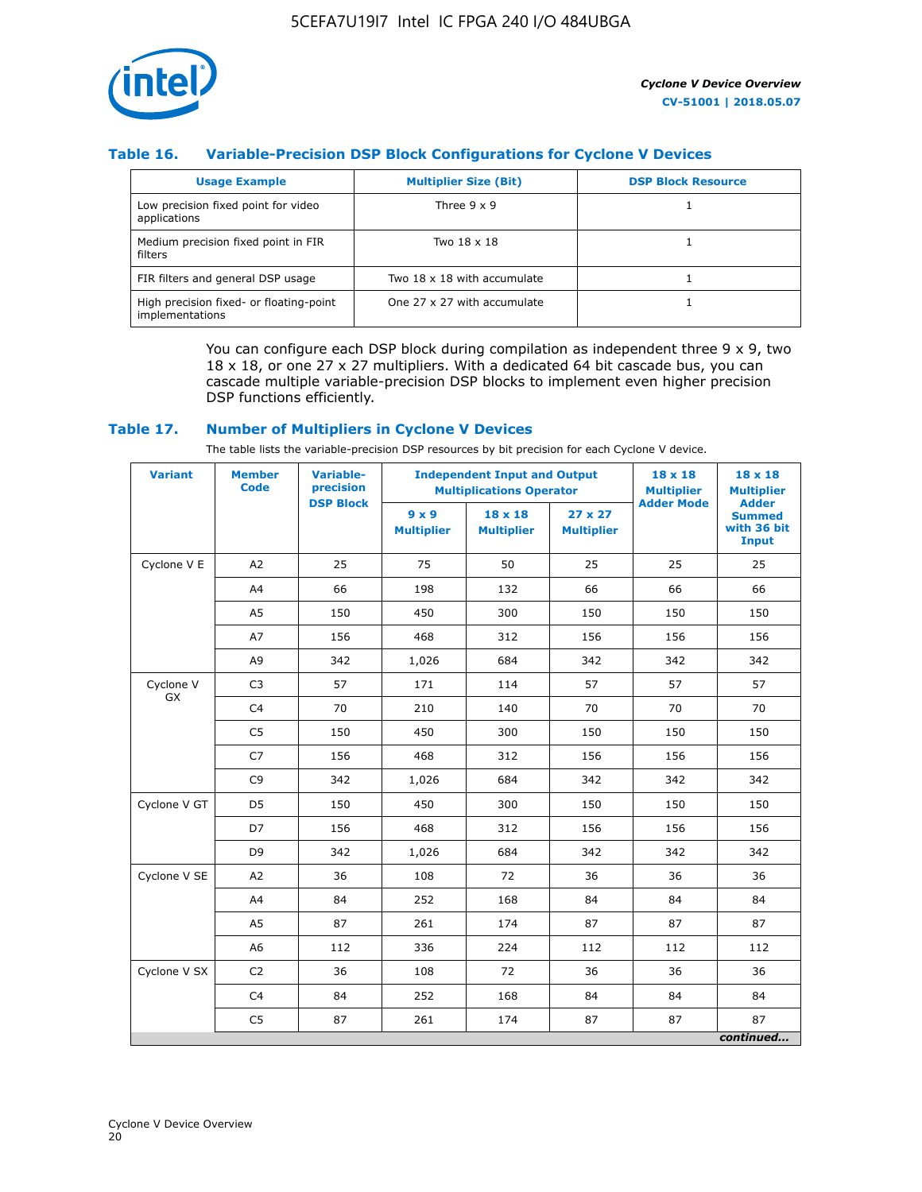### Table 16. Variable-Precision DSP Block Configurations for Cyclone V Devices

| Usage Example | Multiplier Size (Bit) | DSP Block Resource |
|---|---|---|
| Low precision fixed point for video applications | Three 9 x 9 | 1 |
| Medium precision fixed point in FIR filters | Two 18 x 18 | 1 |
| FIR filters and general DSP usage | Two 18 x 18 with accumulate | 1 |
| High precision fixed- or floating-point implementations | One 27 x 27 with accumulate | 1 |

You can configure each DSP block during compilation as independent three 9 x 9, two 18 x 18, or one 27 x 27 multipliers. With a dedicated 64 bit cascade bus, you can cascade multiple variable-precision DSP blocks to implement even higher precision DSP functions efficiently.

### Table 17. Number of Multipliers in Cyclone V Devices

The table lists the variable-precision DSP resources by bit precision for each Cyclone V device.

| Variant | Member Code | Variable-precision DSP Block | Independent Input and Output Multiplications Operator | | | 18 x 18 Multiplier Adder Mode | 18 x 18 Multiplier Adder Summed with 36 bit Input |
|---|---|---|---|---|---|---|---|
| | | | 9 x 9 Multiplier | 18 x 18 Multiplier | 27 x 27 Multiplier | | |
| Cyclone V E | A2 | 25 | 75 | 50 | 25 | 25 | 25 |
| | A4 | 66 | 198 | 132 | 66 | 66 | 66 |
| | A5 | 150 | 450 | 300 | 150 | 150 | 150 |
| | A7 | 156 | 468 | 312 | 156 | 156 | 156 |
| | A9 | 342 | 1,026 | 684 | 342 | 342 | 342 |
| Cyclone V GX | C3 | 57 | 171 | 114 | 57 | 57 | 57 |
| | C4 | 70 | 210 | 140 | 70 | 70 | 70 |
| | C5 | 150 | 450 | 300 | 150 | 150 | 150 |
| | C7 | 156 | 468 | 312 | 156 | 156 | 156 |
| | C9 | 342 | 1,026 | 684 | 342 | 342 | 342 |
| Cyclone V GT | D5 | 150 | 450 | 300 | 150 | 150 | 150 |
| | D7 | 156 | 468 | 312 | 156 | 156 | 156 |
| | D9 | 342 | 1,026 | 684 | 342 | 342 | 342 |
| Cyclone V SE | A2 | 36 | 108 | 72 | 36 | 36 | 36 |
| | A4 | 84 | 252 | 168 | 84 | 84 | 84 |
| | A5 | 87 | 261 | 174 | 87 | 87 | 87 |
| | A6 | 112 | 336 | 224 | 112 | 112 | 112 |
| Cyclone V SX | C2 | 36 | 108 | 72 | 36 | 36 | 36 |
| | C4 | 84 | 252 | 168 | 84 | 84 | 84 |
| | C5 | 87 | 261 | 174 | 87 | 87 | 87 |

*continued...*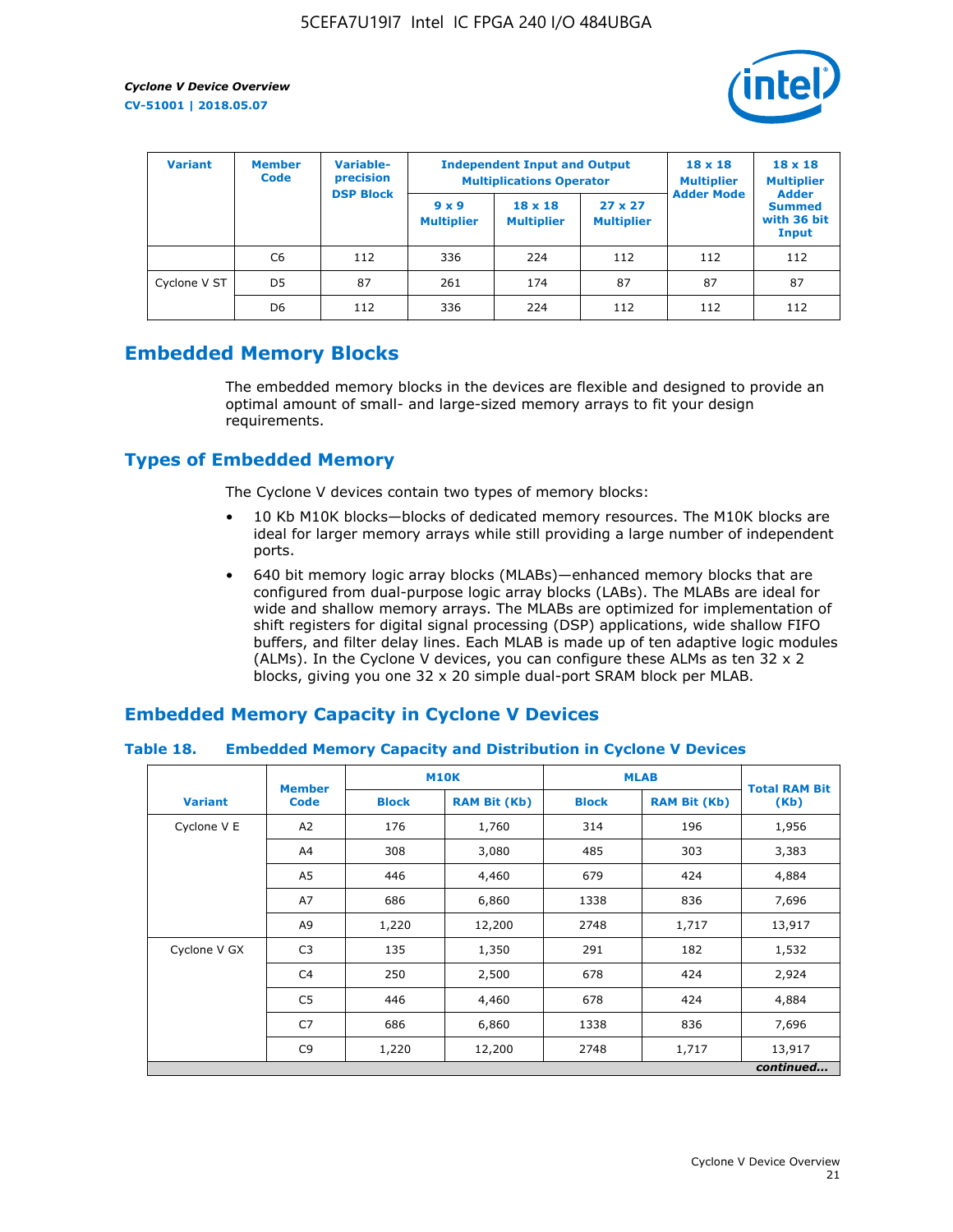| Variant | Member Code | Variable-precision DSP Block | Independent Input and Output Multiplications Operator | | | 18 x 18 Multiplier Adder Mode | 18 x 18 Multiplier Adder Summed with 36 bit Input |
|---|---|---|---|---|---|---|---|
| | | | 9 x 9 Multiplier | 18 x 18 Multiplier | 27 x 27 Multiplier | | |
| | C6 | 112 | 336 | 224 | 112 | 112 | 112 |
| Cyclone V ST | D5 | 87 | 261 | 174 | 87 | 87 | 87 |
| | D6 | 112 | 336 | 224 | 112 | 112 | 112 |

## Embedded Memory Blocks

The embedded memory blocks in the devices are flexible and designed to provide an optimal amount of small- and large-sized memory arrays to fit your design requirements.

## Types of Embedded Memory

The Cyclone V devices contain two types of memory blocks:

- 10 Kb M10K blocks—blocks of dedicated memory resources. The M10K blocks are ideal for larger memory arrays while still providing a large number of independent ports.
- 640 bit memory logic array blocks (MLABs)—enhanced memory blocks that are configured from dual-purpose logic array blocks (LABs). The MLABs are ideal for wide and shallow memory arrays. The MLABs are optimized for implementation of shift registers for digital signal processing (DSP) applications, wide shallow FIFO buffers, and filter delay lines. Each MLAB is made up of ten adaptive logic modules (ALMs). In the Cyclone V devices, you can configure these ALMs as ten 32 x 2 blocks, giving you one 32 x 20 simple dual-port SRAM block per MLAB.

## Embedded Memory Capacity in Cyclone V Devices

**Table 18. Embedded Memory Capacity and Distribution in Cyclone V Devices**

| Variant | Member Code | M10K | | MLAB | | Total RAM Bit (Kb) |
|---|---|---|---|---|---|---|
| | | Block | RAM Bit (Kb) | Block | RAM Bit (Kb) | |
| Cyclone V E | A2 | 176 | 1,760 | 314 | 196 | 1,956 |
| | A4 | 308 | 3,080 | 485 | 303 | 3,383 |
| | A5 | 446 | 4,460 | 679 | 424 | 4,884 |
| | A7 | 686 | 6,860 | 1338 | 836 | 7,696 |
| | A9 | 1,220 | 12,200 | 2748 | 1,717 | 13,917 |
| Cyclone V GX | C3 | 135 | 1,350 | 291 | 182 | 1,532 |
| | C4 | 250 | 2,500 | 678 | 424 | 2,924 |
| | C5 | 446 | 4,460 | 678 | 424 | 4,884 |
| | C7 | 686 | 6,860 | 1338 | 836 | 7,696 |
| | C9 | 1,220 | 12,200 | 2748 | 1,717 | 13,917 |

*continued...*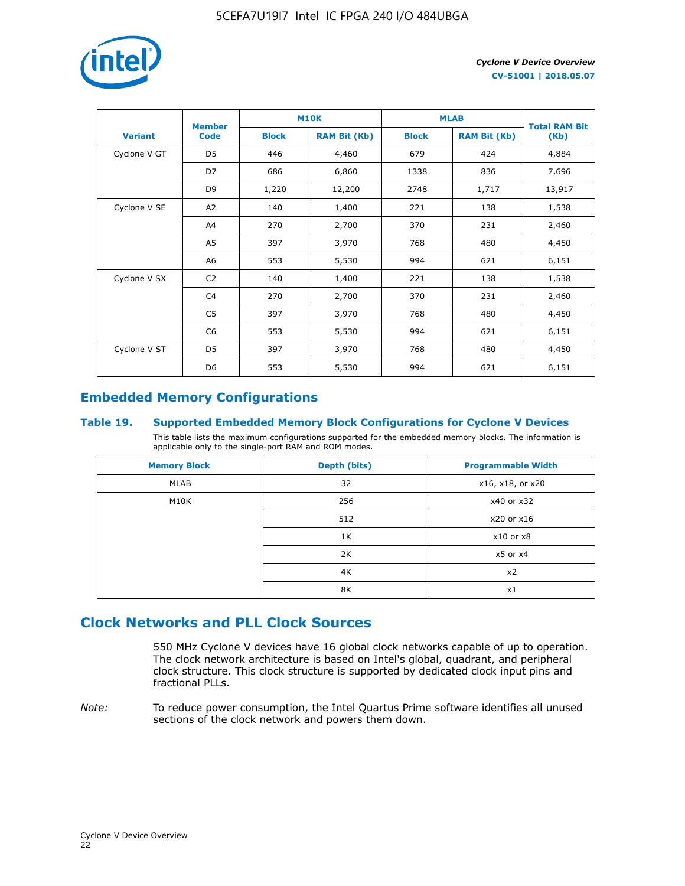| Variant | Member Code | M10K | | MLAB | | Total RAM Bit (Kb) |
|---|---|---|---|---|---|---|
| | | Block | RAM Bit (Kb) | Block | RAM Bit (Kb) | |
| Cyclone V GT | D5 | 446 | 4,460 | 679 | 424 | 4,884 |
| | D7 | 686 | 6,860 | 1338 | 836 | 7,696 |
| | D9 | 1,220 | 12,200 | 2748 | 1,717 | 13,917 |
| Cyclone V SE | A2 | 140 | 1,400 | 221 | 138 | 1,538 |
| | A4 | 270 | 2,700 | 370 | 231 | 2,460 |
| | A5 | 397 | 3,970 | 768 | 480 | 4,450 |
| | A6 | 553 | 5,530 | 994 | 621 | 6,151 |
| Cyclone V SX | C2 | 140 | 1,400 | 221 | 138 | 1,538 |
| | C4 | 270 | 2,700 | 370 | 231 | 2,460 |
| | C5 | 397 | 3,970 | 768 | 480 | 4,450 |
| | C6 | 553 | 5,530 | 994 | 621 | 6,151 |
| Cyclone V ST | D5 | 397 | 3,970 | 768 | 480 | 4,450 |
| | D6 | 553 | 5,530 | 994 | 621 | 6,151 |

## Embedded Memory Configurations

### Table 19. Supported Embedded Memory Block Configurations for Cyclone V Devices

This table lists the maximum configurations supported for the embedded memory blocks. The information is applicable only to the single-port RAM and ROM modes.

| Memory Block | Depth (bits) | Programmable Width |
|---|---|---|
| MLAB | 32 | x16, x18, or x20 |
| M10K | 256 | x40 or x32 |
| | 512 | x20 or x16 |
| | 1K | x10 or x8 |
| | 2K | x5 or x4 |
| | 4K | x2 |
| | 8K | x1 |

## Clock Networks and PLL Clock Sources

550 MHz Cyclone V devices have 16 global clock networks capable of up to operation. The clock network architecture is based on Intel's global, quadrant, and peripheral clock structure. This clock structure is supported by dedicated clock input pins and fractional PLLs.

*Note:* To reduce power consumption, the Intel Quartus Prime software identifies all unused sections of the clock network and powers them down.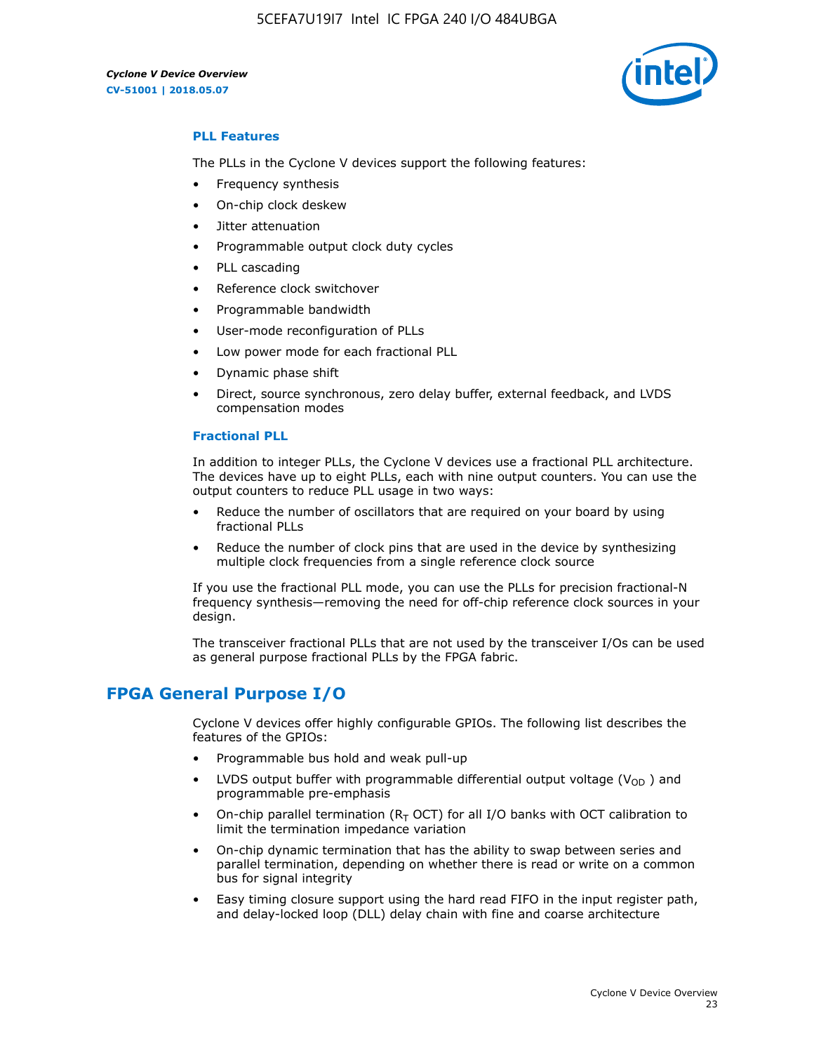### PLL Features

The PLLs in the Cyclone V devices support the following features:

- Frequency synthesis
- On-chip clock deskew
- Jitter attenuation
- Programmable output clock duty cycles
- PLL cascading
- Reference clock switchover
- Programmable bandwidth
- User-mode reconfiguration of PLLs
- Low power mode for each fractional PLL
- Dynamic phase shift
- Direct, source synchronous, zero delay buffer, external feedback, and LVDS compensation modes

### Fractional PLL

In addition to integer PLLs, the Cyclone V devices use a fractional PLL architecture. The devices have up to eight PLLs, each with nine output counters. You can use the output counters to reduce PLL usage in two ways:

- Reduce the number of oscillators that are required on your board by using fractional PLLs
- Reduce the number of clock pins that are used in the device by synthesizing multiple clock frequencies from a single reference clock source

If you use the fractional PLL mode, you can use the PLLs for precision fractional-N frequency synthesis—removing the need for off-chip reference clock sources in your design.

The transceiver fractional PLLs that are not used by the transceiver I/Os can be used as general purpose fractional PLLs by the FPGA fabric.

## FPGA General Purpose I/O

Cyclone V devices offer highly configurable GPIOs. The following list describes the features of the GPIOs:

- Programmable bus hold and weak pull-up
- LVDS output buffer with programmable differential output voltage ($V_{OD}$ ) and programmable pre-emphasis
- On-chip parallel termination ($R_T$ OCT) for all I/O banks with OCT calibration to limit the termination impedance variation
- On-chip dynamic termination that has the ability to swap between series and parallel termination, depending on whether there is read or write on a common bus for signal integrity
- Easy timing closure support using the hard read FIFO in the input register path, and delay-locked loop (DLL) delay chain with fine and coarse architecture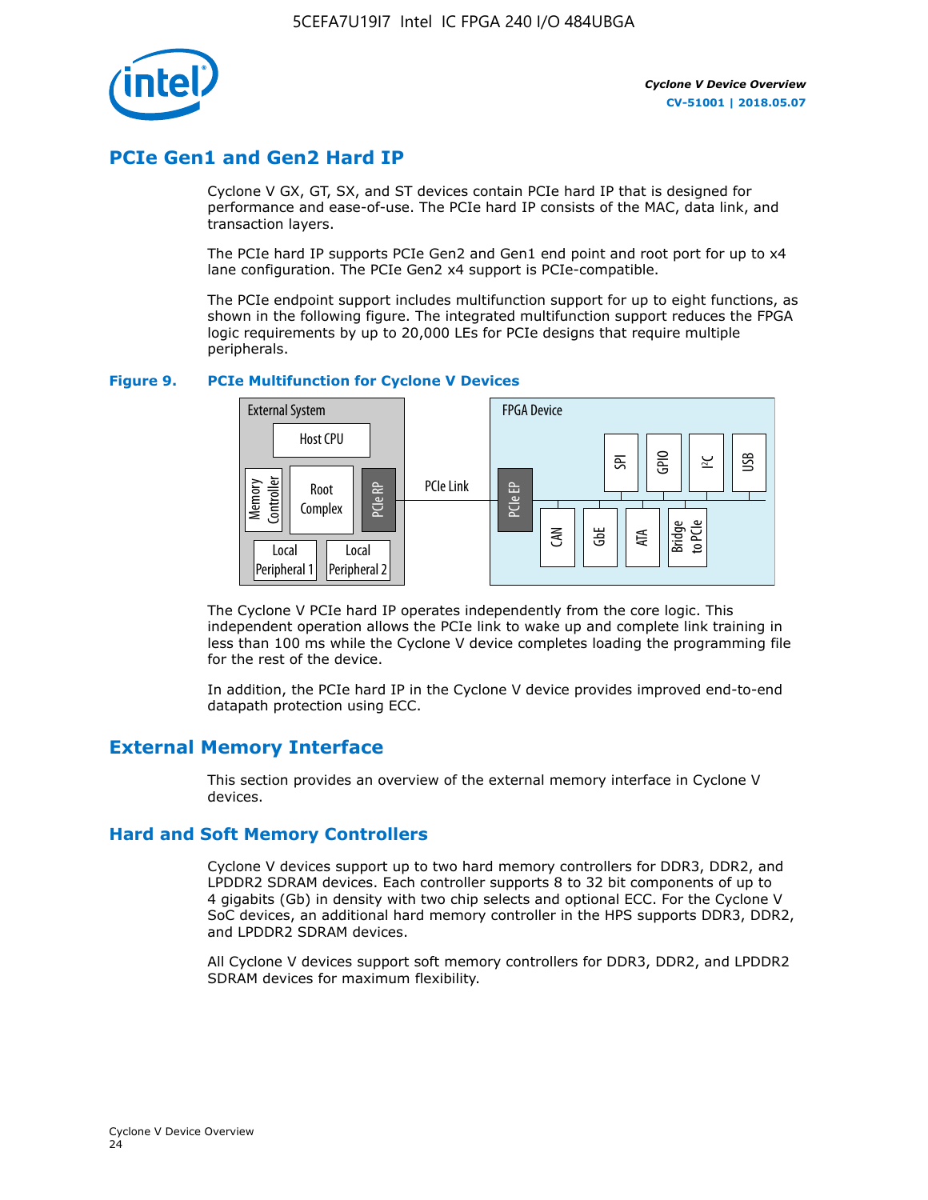## PCIe Gen1 and Gen2 Hard IP

Cyclone V GX, GT, SX, and ST devices contain PCIe hard IP that is designed for performance and ease-of-use. The PCIe hard IP consists of the MAC, data link, and transaction layers.

The PCIe hard IP supports PCIe Gen2 and Gen1 end point and root port for up to x4 lane configuration. The PCIe Gen2 x4 support is PCIe-compatible.

The PCIe endpoint support includes multifunction support for up to eight functions, as shown in the following figure. The integrated multifunction support reduces the FPGA logic requirements by up to 20,000 LEs for PCIe designs that require multiple peripherals.

**Figure 9. PCIe Multifunction for Cyclone V Devices**

The Cyclone V PCIe hard IP operates independently from the core logic. This independent operation allows the PCIe link to wake up and complete link training in less than 100 ms while the Cyclone V device completes loading the programming file for the rest of the device.

In addition, the PCIe hard IP in the Cyclone V device provides improved end-to-end datapath protection using ECC.

## External Memory Interface

This section provides an overview of the external memory interface in Cyclone V devices.

## Hard and Soft Memory Controllers

Cyclone V devices support up to two hard memory controllers for DDR3, DDR2, and LPDDR2 SDRAM devices. Each controller supports 8 to 32 bit components of up to 4 gigabits (Gb) in density with two chip selects and optional ECC. For the Cyclone V SoC devices, an additional hard memory controller in the HPS supports DDR3, DDR2, and LPDDR2 SDRAM devices.

All Cyclone V devices support soft memory controllers for DDR3, DDR2, and LPDDR2 SDRAM devices for maximum flexibility.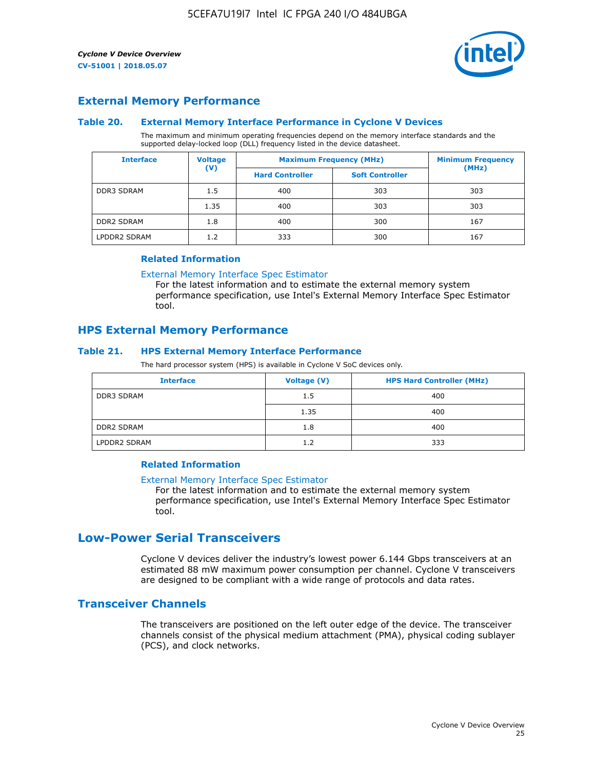## External Memory Performance

### Table 20. External Memory Interface Performance in Cyclone V Devices

The maximum and minimum operating frequencies depend on the memory interface standards and the supported delay-locked loop (DLL) frequency listed in the device datasheet.

| Interface | Voltage (V) | Maximum Frequency (MHz) | | Minimum Frequency (MHz) |
|---|---|---|---|---|
| | | Hard Controller | Soft Controller | |
| DDR3 SDRAM | 1.5 | 400 | 303 | 303 |
| | 1.35 | 400 | 303 | 303 |
| DDR2 SDRAM | 1.8 | 400 | 300 | 167 |
| LPDDR2 SDRAM | 1.2 | 333 | 300 | 167 |

#### Related Information

External Memory Interface Spec Estimator
For the latest information and to estimate the external memory system performance specification, use Intel's External Memory Interface Spec Estimator tool.

## HPS External Memory Performance

### Table 21. HPS External Memory Interface Performance

The hard processor system (HPS) is available in Cyclone V SoC devices only.

| Interface | Voltage (V) | HPS Hard Controller (MHz) |
|---|---|---|
| DDR3 SDRAM | 1.5 | 400 |
| | 1.35 | 400 |
| DDR2 SDRAM | 1.8 | 400 |
| LPDDR2 SDRAM | 1.2 | 333 |

#### Related Information

External Memory Interface Spec Estimator
For the latest information and to estimate the external memory system performance specification, use Intel's External Memory Interface Spec Estimator tool.

# Low-Power Serial Transceivers

Cyclone V devices deliver the industry's lowest power 6.144 Gbps transceivers at an estimated 88 mW maximum power consumption per channel. Cyclone V transceivers are designed to be compliant with a wide range of protocols and data rates.

## Transceiver Channels

The transceivers are positioned on the left outer edge of the device. The transceiver channels consist of the physical medium attachment (PMA), physical coding sublayer (PCS), and clock networks.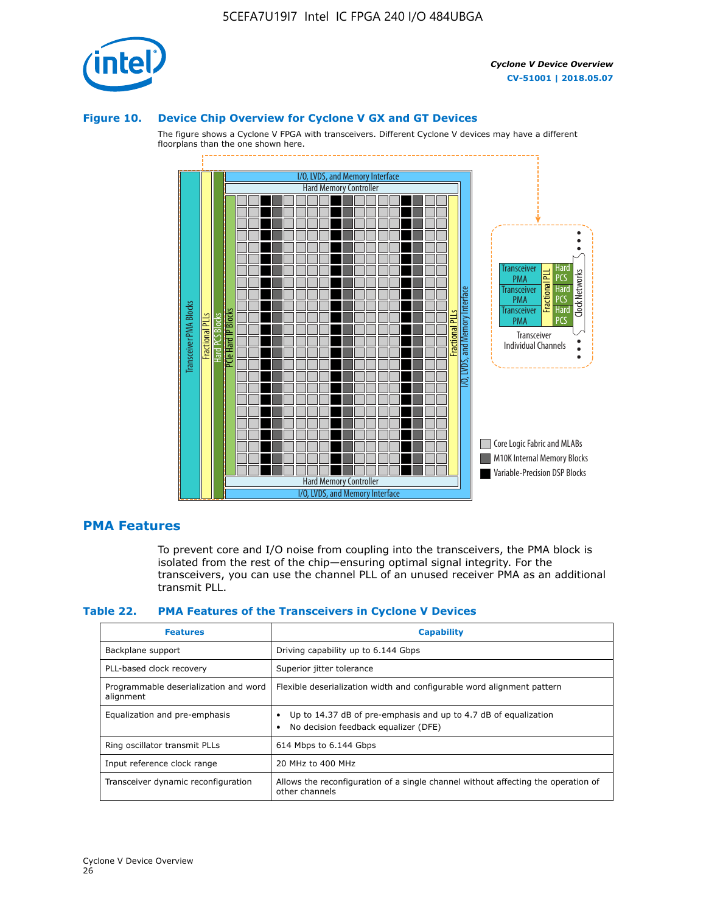### Figure 10. Device Chip Overview for Cyclone V GX and GT Devices

The figure shows a Cyclone V FPGA with transceivers. Different Cyclone V devices may have a different floorplans than the one shown here.

## PMA Features

To prevent core and I/O noise from coupling into the transceivers, the PMA block is isolated from the rest of the chip—ensuring optimal signal integrity. For the transceivers, you can use the channel PLL of an unused receiver PMA as an additional transmit PLL.

### Table 22. PMA Features of the Transceivers in Cyclone V Devices

| Features | Capability |
| --- | --- |
| Backplane support | Driving capability up to 6.144 Gbps |
| PLL-based clock recovery | Superior jitter tolerance |
| Programmable deserialization and word alignment | Flexible deserialization width and configurable word alignment pattern |
| Equalization and pre-emphasis | • Up to 14.37 dB of pre-emphasis and up to 4.7 dB of equalization<br>• No decision feedback equalizer (DFE) |
| Ring oscillator transmit PLLs | 614 Mbps to 6.144 Gbps |
| Input reference clock range | 20 MHz to 400 MHz |
| Transceiver dynamic reconfiguration | Allows the reconfiguration of a single channel without affecting the operation of other channels |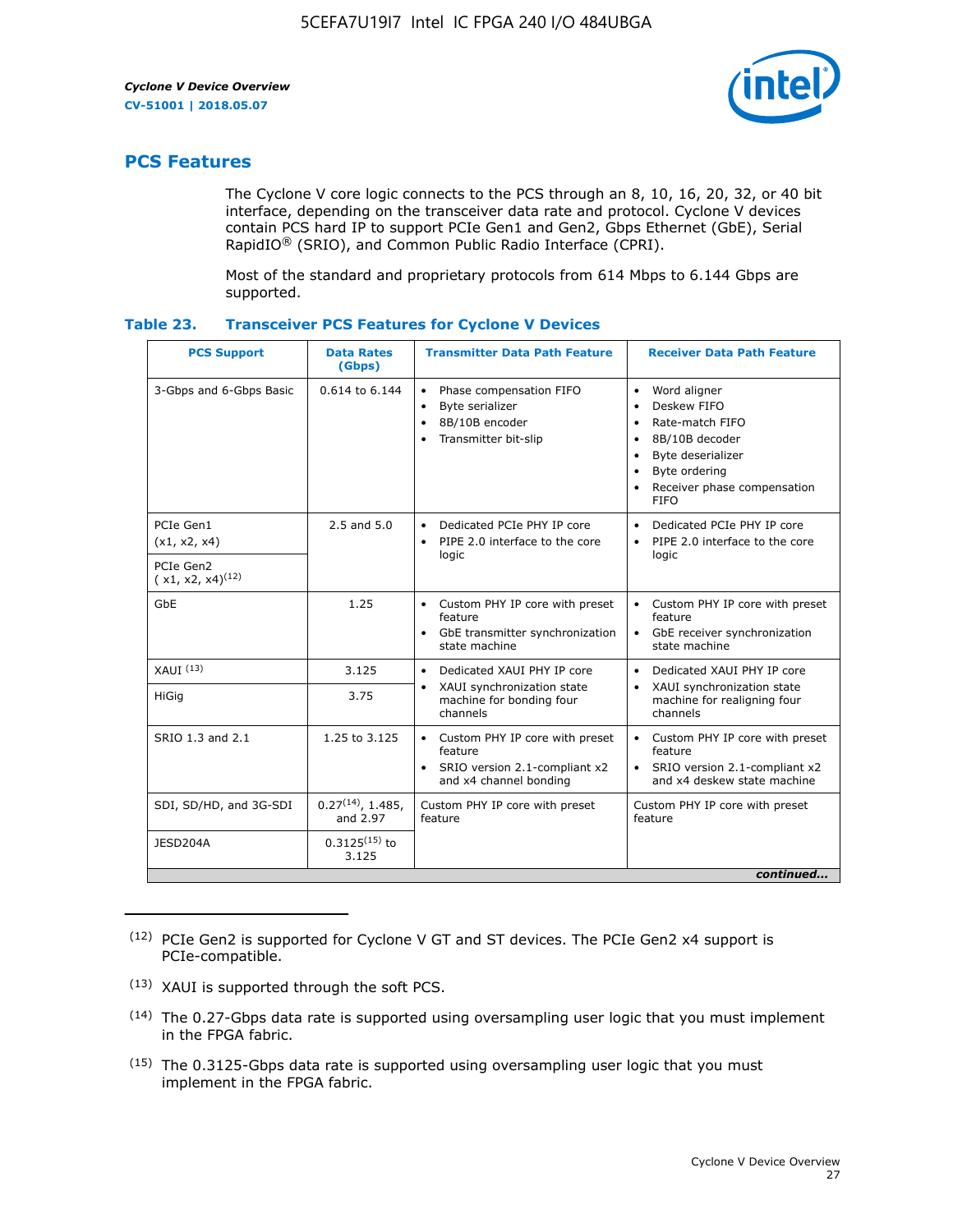## PCS Features

The Cyclone V core logic connects to the PCS through an 8, 10, 16, 20, 32, or 40 bit interface, depending on the transceiver data rate and protocol. Cyclone V devices contain PCS hard IP to support PCIe Gen1 and Gen2, Gbps Ethernet (GbE), Serial RapidIO® (SRIO), and Common Public Radio Interface (CPRI).

Most of the standard and proprietary protocols from 614 Mbps to 6.144 Gbps are supported.

### Table 23. Transceiver PCS Features for Cyclone V Devices

| PCS Support | Data Rates (Gbps) | Transmitter Data Path Feature | Receiver Data Path Feature |
|---|---|---|---|
| 3-Gbps and 6-Gbps Basic | 0.614 to 6.144 | • Phase compensation FIFO<br>• Byte serializer<br>• 8B/10B encoder<br>• Transmitter bit-slip | • Word aligner<br>• Deskew FIFO<br>• Rate-match FIFO<br>• 8B/10B decoder<br>• Byte deserializer<br>• Byte ordering<br>• Receiver phase compensation FIFO |
| PCIe Gen1 (x1, x2, x4) | 2.5 and 5.0 | • Dedicated PCIe PHY IP core<br>• PIPE 2.0 interface to the core logic | • Dedicated PCIe PHY IP core<br>• PIPE 2.0 interface to the core logic |
| PCIe Gen2 ( x1, x2, x4)(12) | | | |
| GbE | 1.25 | • Custom PHY IP core with preset feature<br>• GbE transmitter synchronization state machine | • Custom PHY IP core with preset feature<br>• GbE receiver synchronization state machine |
| XAUI (13) | 3.125 | • Dedicated XAUI PHY IP core<br>• XAUI synchronization state machine for bonding four channels | • Dedicated XAUI PHY IP core<br>• XAUI synchronization state machine for realigning four channels |
| HiGig | 3.75 | | |
| SRIO 1.3 and 2.1 | 1.25 to 3.125 | • Custom PHY IP core with preset feature<br>• SRIO version 2.1-compliant x2 and x4 channel bonding | • Custom PHY IP core with preset feature<br>• SRIO version 2.1-compliant x2 and x4 deskew state machine |
| SDI, SD/HD, and 3G-SDI | 0.27(14), 1.485, and 2.97 | Custom PHY IP core with preset feature | Custom PHY IP core with preset feature |
| JESD204A | 0.3125(15) to 3.125 | | |

*continued...*

(12) PCIe Gen2 is supported for Cyclone V GT and ST devices. The PCIe Gen2 x4 support is PCIe-compatible.

(13) XAUI is supported through the soft PCS.

(14) The 0.27-Gbps data rate is supported using oversampling user logic that you must implement in the FPGA fabric.

(15) The 0.3125-Gbps data rate is supported using oversampling user logic that you must implement in the FPGA fabric.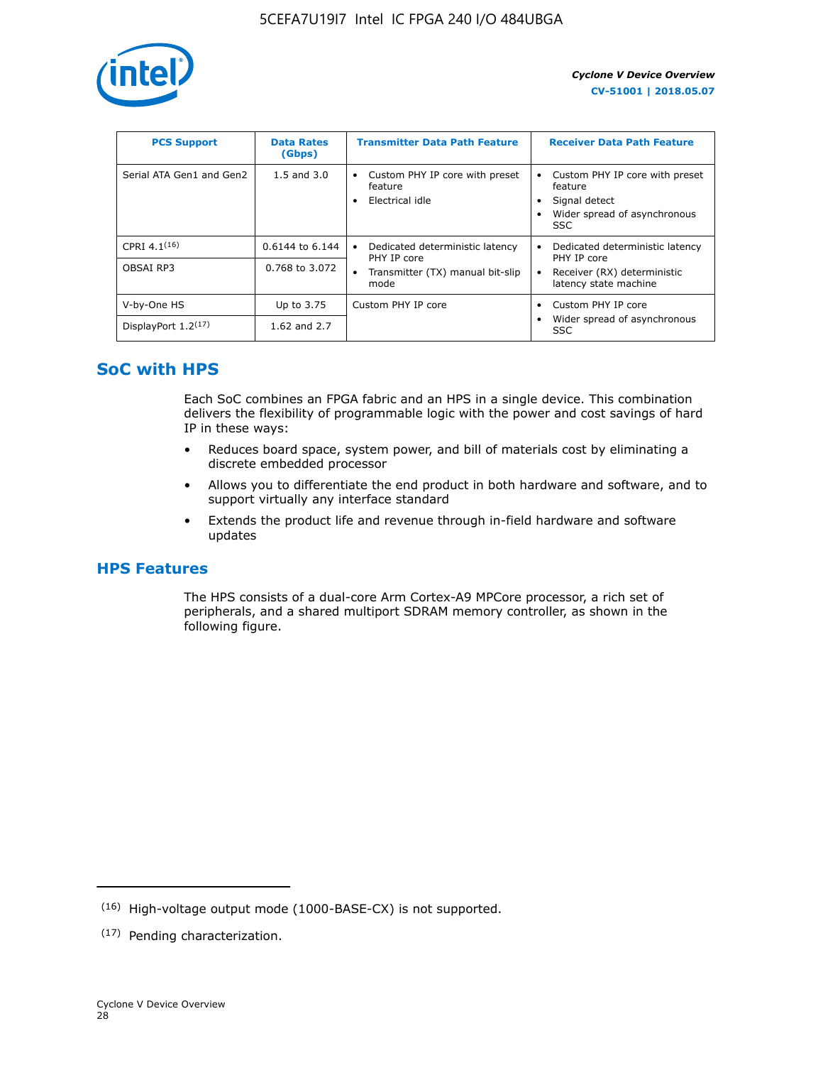| PCS Support | Data Rates (Gbps) | Transmitter Data Path Feature | Receiver Data Path Feature |
|---|---|---|---|
| Serial ATA Gen1 and Gen2 | 1.5 and 3.0 | • Custom PHY IP core with preset feature<br>• Electrical idle | • Custom PHY IP core with preset feature<br>• Signal detect<br>• Wider spread of asynchronous SSC |
| CPRI 4.1[16] | 0.6144 to 6.144 | • Dedicated deterministic latency PHY IP core<br>• Transmitter (TX) manual bit-slip mode | • Dedicated deterministic latency PHY IP core<br>• Receiver (RX) deterministic latency state machine |
| OBSAI RP3 | 0.768 to 3.072 | | |
| V-by-One HS | Up to 3.75 | Custom PHY IP core | • Custom PHY IP core<br>• Wider spread of asynchronous SSC |
| DisplayPort 1.2[17] | 1.62 and 2.7 | | |

## SoC with HPS

Each SoC combines an FPGA fabric and an HPS in a single device. This combination delivers the flexibility of programmable logic with the power and cost savings of hard IP in these ways:

- Reduces board space, system power, and bill of materials cost by eliminating a discrete embedded processor
- Allows you to differentiate the end product in both hardware and software, and to support virtually any interface standard
- Extends the product life and revenue through in-field hardware and software updates

## HPS Features

The HPS consists of a dual-core Arm Cortex-A9 MPCore processor, a rich set of peripherals, and a shared multiport SDRAM memory controller, as shown in the following figure.

(16) High-voltage output mode (1000-BASE-CX) is not supported.

(17) Pending characterization.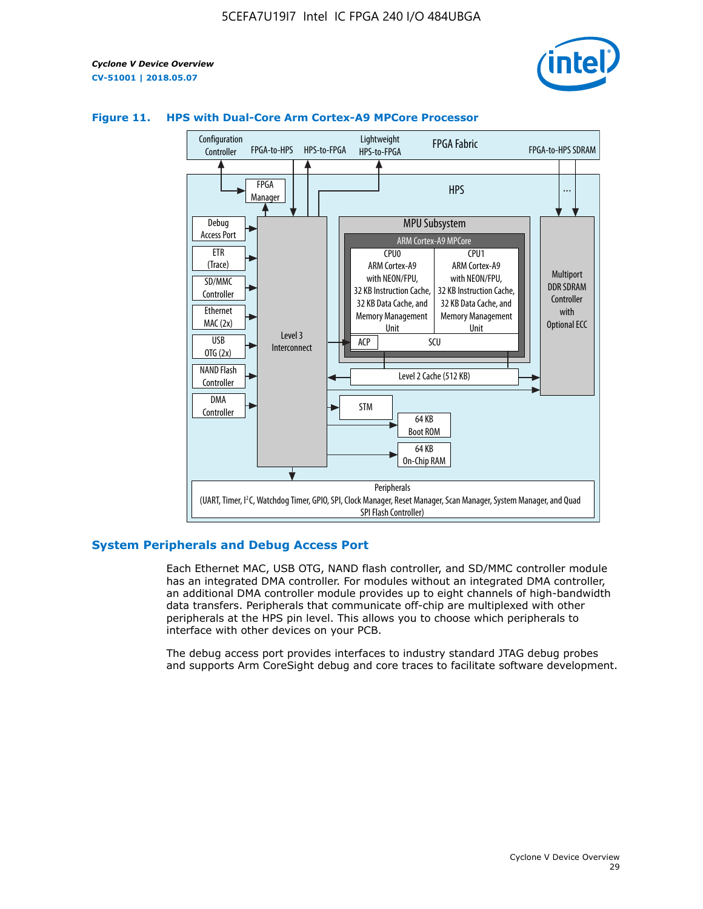**Figure 11. HPS with Dual-Core Arm Cortex-A9 MPCore Processor**

## System Peripherals and Debug Access Port

Each Ethernet MAC, USB OTG, NAND flash controller, and SD/MMC controller module has an integrated DMA controller. For modules without an integrated DMA controller, an additional DMA controller module provides up to eight channels of high-bandwidth data transfers. Peripherals that communicate off-chip are multiplexed with other peripherals at the HPS pin level. This allows you to choose which peripherals to interface with other devices on your PCB.

The debug access port provides interfaces to industry standard JTAG debug probes and supports Arm CoreSight debug and core traces to facilitate software development.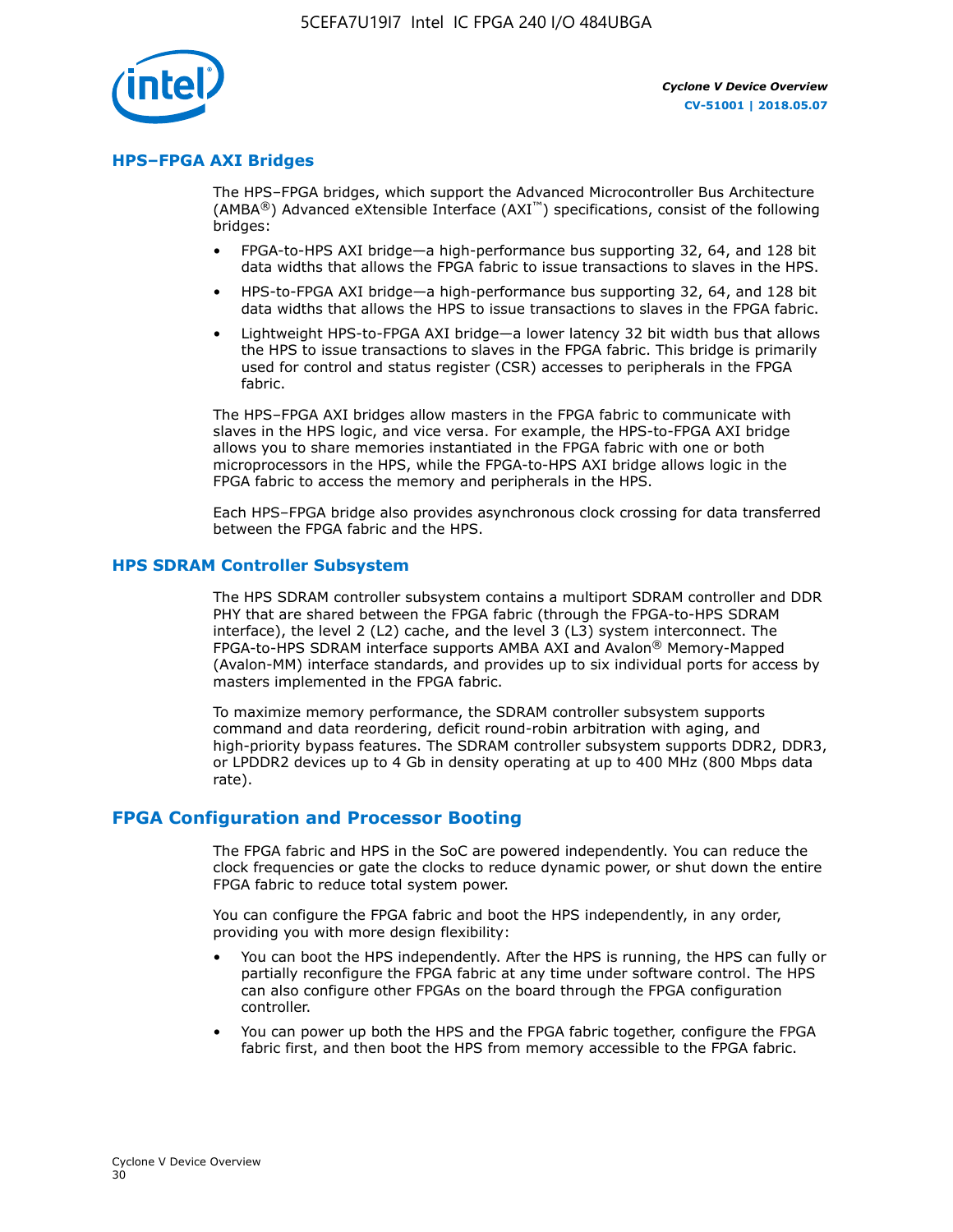## HPS–FPGA AXI Bridges

The HPS–FPGA bridges, which support the Advanced Microcontroller Bus Architecture (AMBA®) Advanced eXtensible Interface (AXI™) specifications, consist of the following bridges:

- FPGA-to-HPS AXI bridge—a high-performance bus supporting 32, 64, and 128 bit data widths that allows the FPGA fabric to issue transactions to slaves in the HPS.
- HPS-to-FPGA AXI bridge—a high-performance bus supporting 32, 64, and 128 bit data widths that allows the HPS to issue transactions to slaves in the FPGA fabric.
- Lightweight HPS-to-FPGA AXI bridge—a lower latency 32 bit width bus that allows the HPS to issue transactions to slaves in the FPGA fabric. This bridge is primarily used for control and status register (CSR) accesses to peripherals in the FPGA fabric.

The HPS–FPGA AXI bridges allow masters in the FPGA fabric to communicate with slaves in the HPS logic, and vice versa. For example, the HPS-to-FPGA AXI bridge allows you to share memories instantiated in the FPGA fabric with one or both microprocessors in the HPS, while the FPGA-to-HPS AXI bridge allows logic in the FPGA fabric to access the memory and peripherals in the HPS.

Each HPS–FPGA bridge also provides asynchronous clock crossing for data transferred between the FPGA fabric and the HPS.

## HPS SDRAM Controller Subsystem

The HPS SDRAM controller subsystem contains a multiport SDRAM controller and DDR PHY that are shared between the FPGA fabric (through the FPGA-to-HPS SDRAM interface), the level 2 (L2) cache, and the level 3 (L3) system interconnect. The FPGA-to-HPS SDRAM interface supports AMBA AXI and Avalon® Memory-Mapped (Avalon-MM) interface standards, and provides up to six individual ports for access by masters implemented in the FPGA fabric.

To maximize memory performance, the SDRAM controller subsystem supports command and data reordering, deficit round-robin arbitration with aging, and high-priority bypass features. The SDRAM controller subsystem supports DDR2, DDR3, or LPDDR2 devices up to 4 Gb in density operating at up to 400 MHz (800 Mbps data rate).

# FPGA Configuration and Processor Booting

The FPGA fabric and HPS in the SoC are powered independently. You can reduce the clock frequencies or gate the clocks to reduce dynamic power, or shut down the entire FPGA fabric to reduce total system power.

You can configure the FPGA fabric and boot the HPS independently, in any order, providing you with more design flexibility:

- You can boot the HPS independently. After the HPS is running, the HPS can fully or partially reconfigure the FPGA fabric at any time under software control. The HPS can also configure other FPGAs on the board through the FPGA configuration controller.
- You can power up both the HPS and the FPGA fabric together, configure the FPGA fabric first, and then boot the HPS from memory accessible to the FPGA fabric.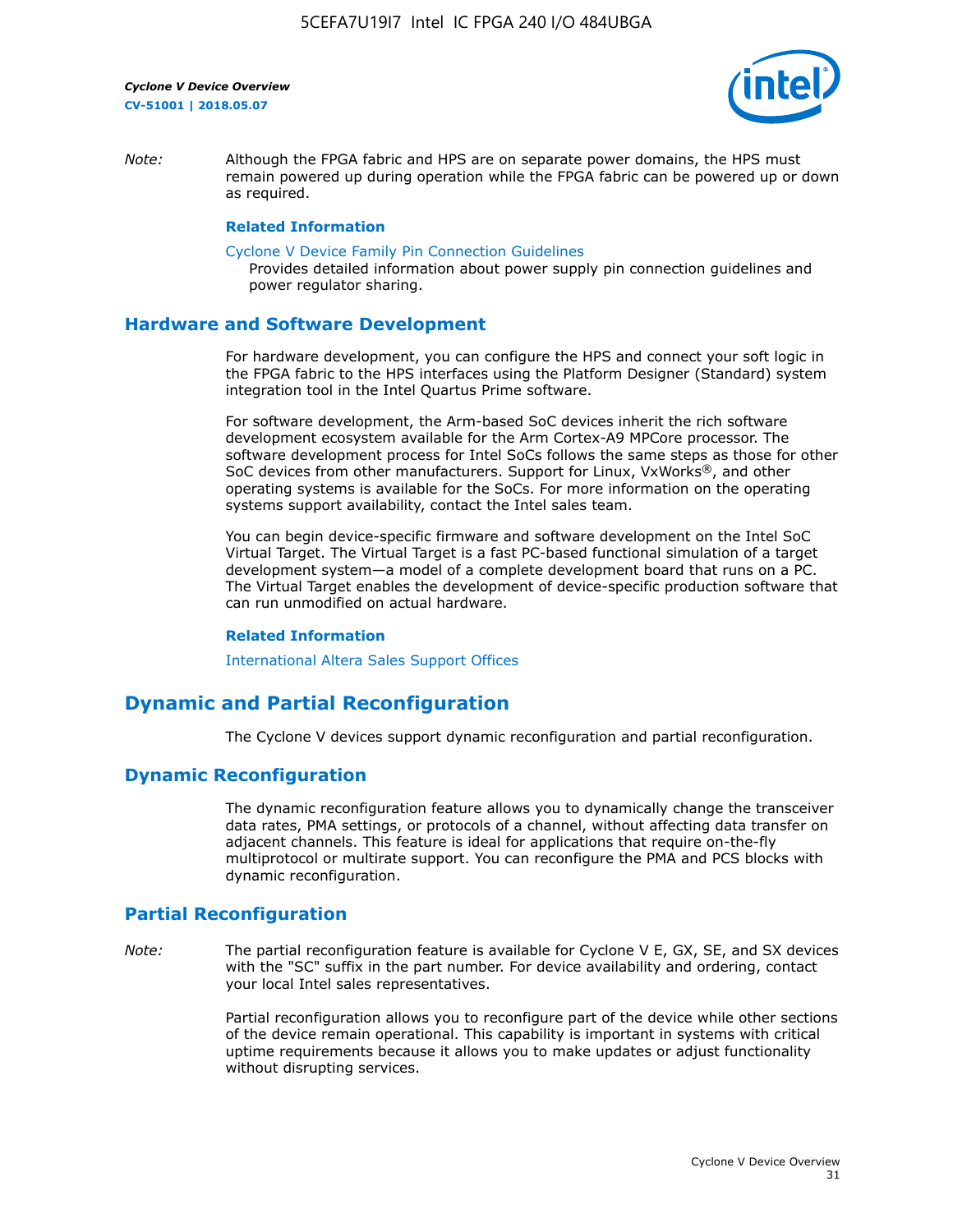*Note:* Although the FPGA fabric and HPS are on separate power domains, the HPS must remain powered up during operation while the FPGA fabric can be powered up or down as required.

**Related Information**

Cyclone V Device Family Pin Connection Guidelines
Provides detailed information about power supply pin connection guidelines and power regulator sharing.

## Hardware and Software Development

For hardware development, you can configure the HPS and connect your soft logic in the FPGA fabric to the HPS interfaces using the Platform Designer (Standard) system integration tool in the Intel Quartus Prime software.

For software development, the Arm-based SoC devices inherit the rich software development ecosystem available for the Arm Cortex-A9 MPCore processor. The software development process for Intel SoCs follows the same steps as those for other SoC devices from other manufacturers. Support for Linux, VxWorks®, and other operating systems is available for the SoCs. For more information on the operating systems support availability, contact the Intel sales team.

You can begin device-specific firmware and software development on the Intel SoC Virtual Target. The Virtual Target is a fast PC-based functional simulation of a target development system—a model of a complete development board that runs on a PC. The Virtual Target enables the development of device-specific production software that can run unmodified on actual hardware.

**Related Information**

International Altera Sales Support Offices

# Dynamic and Partial Reconfiguration

The Cyclone V devices support dynamic reconfiguration and partial reconfiguration.

## Dynamic Reconfiguration

The dynamic reconfiguration feature allows you to dynamically change the transceiver data rates, PMA settings, or protocols of a channel, without affecting data transfer on adjacent channels. This feature is ideal for applications that require on-the-fly multiprotocol or multirate support. You can reconfigure the PMA and PCS blocks with dynamic reconfiguration.

## Partial Reconfiguration

*Note:* The partial reconfiguration feature is available for Cyclone V E, GX, SE, and SX devices with the "SC" suffix in the part number. For device availability and ordering, contact your local Intel sales representatives.

Partial reconfiguration allows you to reconfigure part of the device while other sections of the device remain operational. This capability is important in systems with critical uptime requirements because it allows you to make updates or adjust functionality without disrupting services.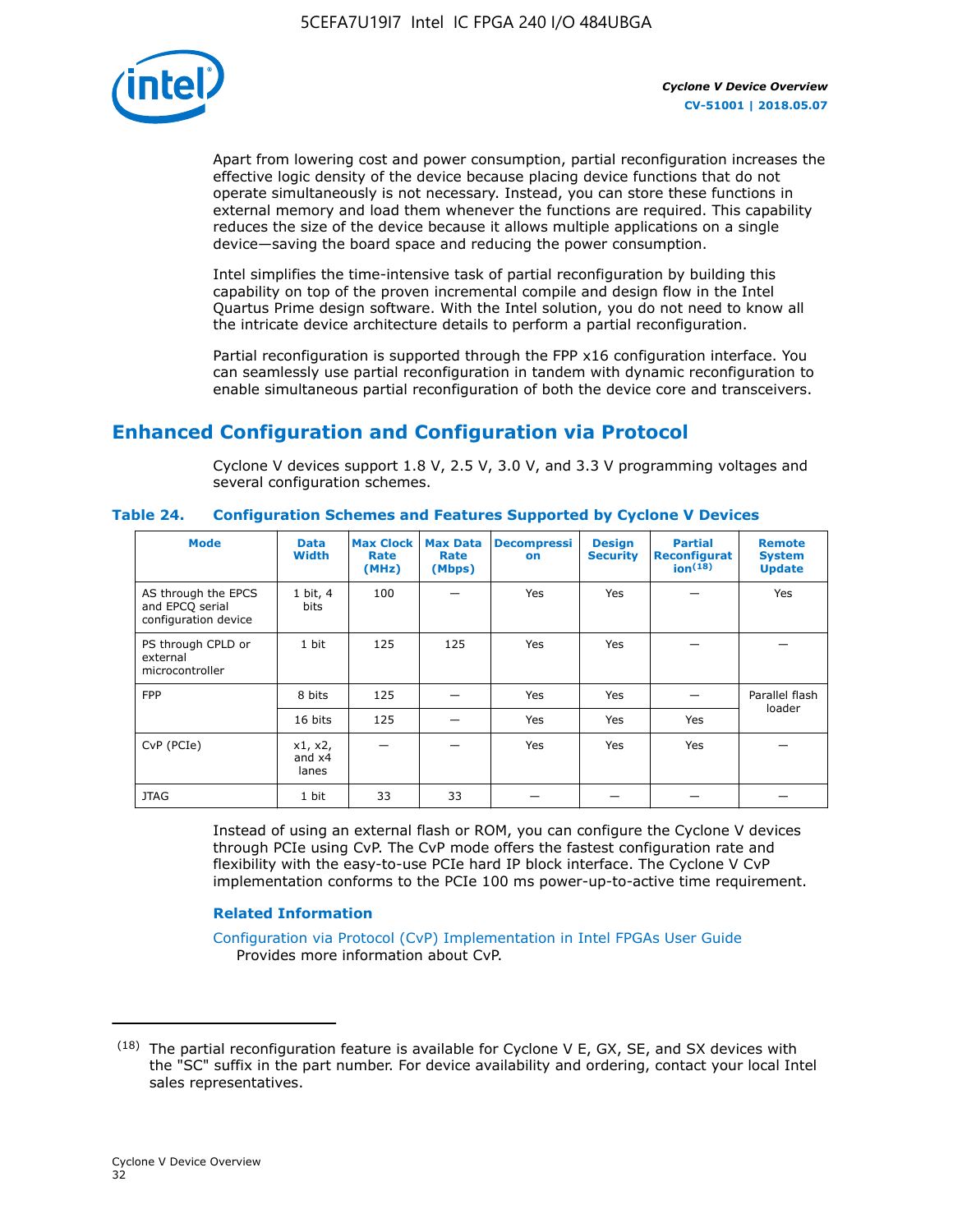Apart from lowering cost and power consumption, partial reconfiguration increases the effective logic density of the device because placing device functions that do not operate simultaneously is not necessary. Instead, you can store these functions in external memory and load them whenever the functions are required. This capability reduces the size of the device because it allows multiple applications on a single device—saving the board space and reducing the power consumption.

Intel simplifies the time-intensive task of partial reconfiguration by building this capability on top of the proven incremental compile and design flow in the Intel Quartus Prime design software. With the Intel solution, you do not need to know all the intricate device architecture details to perform a partial reconfiguration.

Partial reconfiguration is supported through the FPP x16 configuration interface. You can seamlessly use partial reconfiguration in tandem with dynamic reconfiguration to enable simultaneous partial reconfiguration of both the device core and transceivers.

## Enhanced Configuration and Configuration via Protocol

Cyclone V devices support 1.8 V, 2.5 V, 3.0 V, and 3.3 V programming voltages and several configuration schemes.

**Table 24. Configuration Schemes and Features Supported by Cyclone V Devices**

| Mode | Data Width | Max Clock Rate (MHz) | Max Data Rate (Mbps) | Decompression | Design Security | Partial Reconfiguration[18] | Remote System Update |
|---|---|---|---|---|---|---|---|
| AS through the EPCS and EPCQ serial configuration device | 1 bit, 4 bits | 100 | — | Yes | Yes | — | Yes |
| PS through CPLD or external microcontroller | 1 bit | 125 | 125 | Yes | Yes | — | — |
| FPP | 8 bits | 125 | — | Yes | Yes | — | Parallel flash loader |
| | 16 bits | 125 | — | Yes | Yes | Yes | |
| CvP (PCIe) | x1, x2, and x4 lanes | — | — | Yes | Yes | Yes | — |
| JTAG | 1 bit | 33 | 33 | — | — | — | — |

Instead of using an external flash or ROM, you can configure the Cyclone V devices through PCIe using CvP. The CvP mode offers the fastest configuration rate and flexibility with the easy-to-use PCIe hard IP block interface. The Cyclone V CvP implementation conforms to the PCIe 100 ms power-up-to-active time requirement.

### Related Information

Configuration via Protocol (CvP) Implementation in Intel FPGAs User Guide
Provides more information about CvP.

---

[18] The partial reconfiguration feature is available for Cyclone V E, GX, SE, and SX devices with the "SC" suffix in the part number. For device availability and ordering, contact your local Intel sales representatives.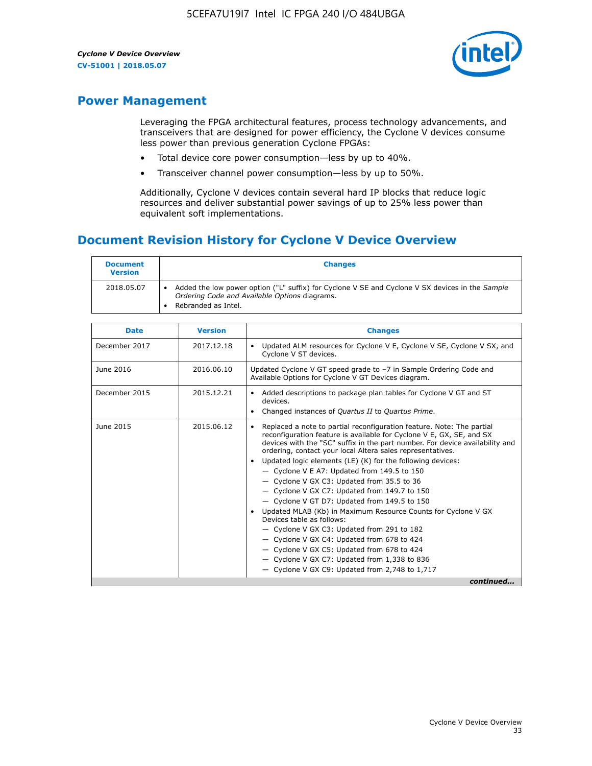## Power Management

Leveraging the FPGA architectural features, process technology advancements, and transceivers that are designed for power efficiency, the Cyclone V devices consume less power than previous generation Cyclone FPGAs:

- Total device core power consumption—less by up to 40%.
- Transceiver channel power consumption—less by up to 50%.

Additionally, Cyclone V devices contain several hard IP blocks that reduce logic resources and deliver substantial power savings of up to 25% less power than equivalent soft implementations.

## Document Revision History for Cyclone V Device Overview

| Document Version | Changes |
|---|---|
| 2018.05.07 | • Added the low power option ("L" suffix) for Cyclone V SE and Cyclone V SX devices in the *Sample Ordering Code and Available Options* diagrams.<br>• Rebranded as Intel. |

| Date | Version | Changes |
|---|---|---|
| December 2017 | 2017.12.18 | • Updated ALM resources for Cyclone V E, Cyclone V SE, Cyclone V SX, and Cyclone V ST devices. |
| June 2016 | 2016.06.10 | Updated Cyclone V GT speed grade to −7 in Sample Ordering Code and Available Options for Cyclone V GT Devices diagram. |
| December 2015 | 2015.12.21 | • Added descriptions to package plan tables for Cyclone V GT and ST devices.<br>• Changed instances of *Quartus II* to *Quartus Prime*. |
| June 2015 | 2015.06.12 | • Replaced a note to partial reconfiguration feature. Note: The partial reconfiguration feature is available for Cyclone V E, GX, SE, and SX devices with the "SC" suffix in the part number. For device availability and ordering, contact your local Altera sales representatives.<br>• Updated logic elements (LE) (K) for the following devices:<br>— Cyclone V E A7: Updated from 149.5 to 150<br>— Cyclone V GX C3: Updated from 35.5 to 36<br>— Cyclone V GX C7: Updated from 149.7 to 150<br>— Cyclone V GT D7: Updated from 149.5 to 150<br>• Updated MLAB (Kb) in Maximum Resource Counts for Cyclone V GX Devices table as follows:<br>— Cyclone V GX C3: Updated from 291 to 182<br>— Cyclone V GX C4: Updated from 678 to 424<br>— Cyclone V GX C5: Updated from 678 to 424<br>— Cyclone V GX C7: Updated from 1,338 to 836<br>— Cyclone V GX C9: Updated from 2,748 to 1,717 |

*continued...*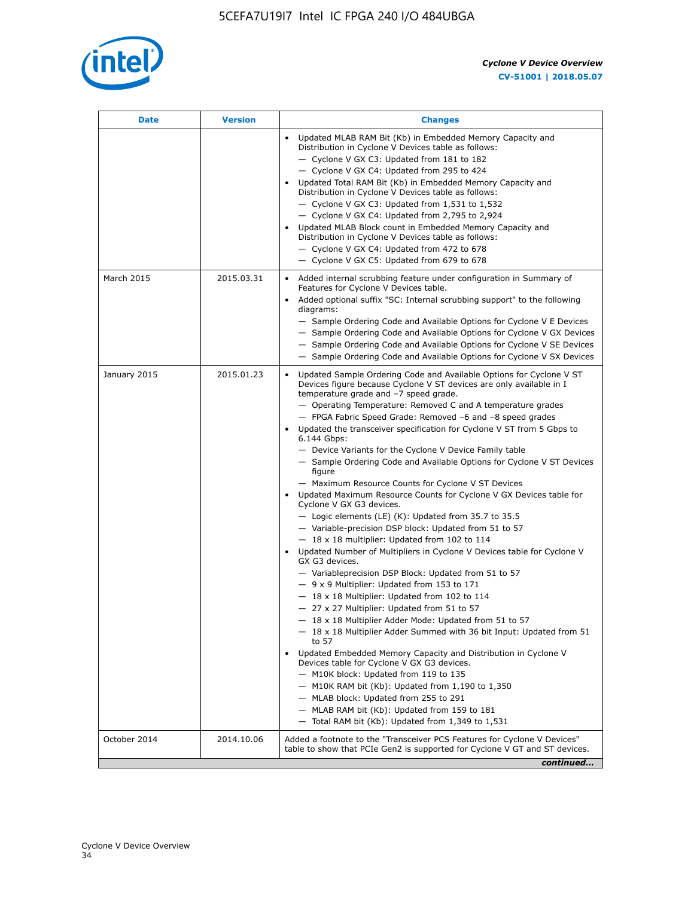| Date | Version | Changes |
|---|---|---|
| | | • Updated MLAB RAM Bit (Kb) in Embedded Memory Capacity and Distribution in Cyclone V Devices table as follows:<br>— Cyclone V GX C3: Updated from 181 to 182<br>— Cyclone V GX C4: Updated from 295 to 424<br>• Updated Total RAM Bit (Kb) in Embedded Memory Capacity and Distribution in Cyclone V Devices table as follows:<br>— Cyclone V GX C3: Updated from 1,531 to 1,532<br>— Cyclone V GX C4: Updated from 2,795 to 2,924<br>• Updated MLAB Block count in Embedded Memory Capacity and Distribution in Cyclone V Devices table as follows:<br>— Cyclone V GX C4: Updated from 472 to 678<br>— Cyclone V GX C5: Updated from 679 to 678 |
| March 2015 | 2015.03.31 | • Added internal scrubbing feature under configuration in Summary of Features for Cyclone V Devices table.<br>• Added optional suffix "SC: Internal scrubbing support" to the following diagrams:<br>— Sample Ordering Code and Available Options for Cyclone V E Devices<br>— Sample Ordering Code and Available Options for Cyclone V GX Devices<br>— Sample Ordering Code and Available Options for Cyclone V SE Devices<br>— Sample Ordering Code and Available Options for Cyclone V SX Devices |
| January 2015 | 2015.01.23 | • Updated Sample Ordering Code and Available Options for Cyclone V ST Devices figure because Cyclone V ST devices are only available in I temperature grade and −7 speed grade.<br>— Operating Temperature: Removed C and A temperature grades<br>— FPGA Fabric Speed Grade: Removed −6 and −8 speed grades<br>• Updated the transceiver specification for Cyclone V ST from 5 Gbps to 6.144 Gbps:<br>— Device Variants for the Cyclone V Device Family table<br>— Sample Ordering Code and Available Options for Cyclone V ST Devices figure<br>— Maximum Resource Counts for Cyclone V ST Devices<br>• Updated Maximum Resource Counts for Cyclone V GX Devices table for Cyclone V GX G3 devices.<br>— Logic elements (LE) (K): Updated from 35.7 to 35.5<br>— Variable-precision DSP block: Updated from 51 to 57<br>— 18 x 18 multiplier: Updated from 102 to 114<br>• Updated Number of Multipliers in Cyclone V Devices table for Cyclone V GX G3 devices.<br>— Variableprecision DSP Block: Updated from 51 to 57<br>— 9 x 9 Multiplier: Updated from 153 to 171<br>— 18 x 18 Multiplier: Updated from 102 to 114<br>— 27 x 27 Multiplier: Updated from 51 to 57<br>— 18 x 18 Multiplier Adder Mode: Updated from 51 to 57<br>— 18 x 18 Multiplier Adder Summed with 36 bit Input: Updated from 51 to 57<br>• Updated Embedded Memory Capacity and Distribution in Cyclone V Devices table for Cyclone V GX G3 devices.<br>— M10K block: Updated from 119 to 135<br>— M10K RAM bit (Kb): Updated from 1,190 to 1,350<br>— MLAB block: Updated from 255 to 291<br>— MLAB RAM bit (Kb): Updated from 159 to 181<br>— Total RAM bit (Kb): Updated from 1,349 to 1,531 |
| October 2014 | 2014.10.06 | Added a footnote to the "Transceiver PCS Features for Cyclone V Devices" table to show that PCIe Gen2 is supported for Cyclone V GT and ST devices. |

*continued...*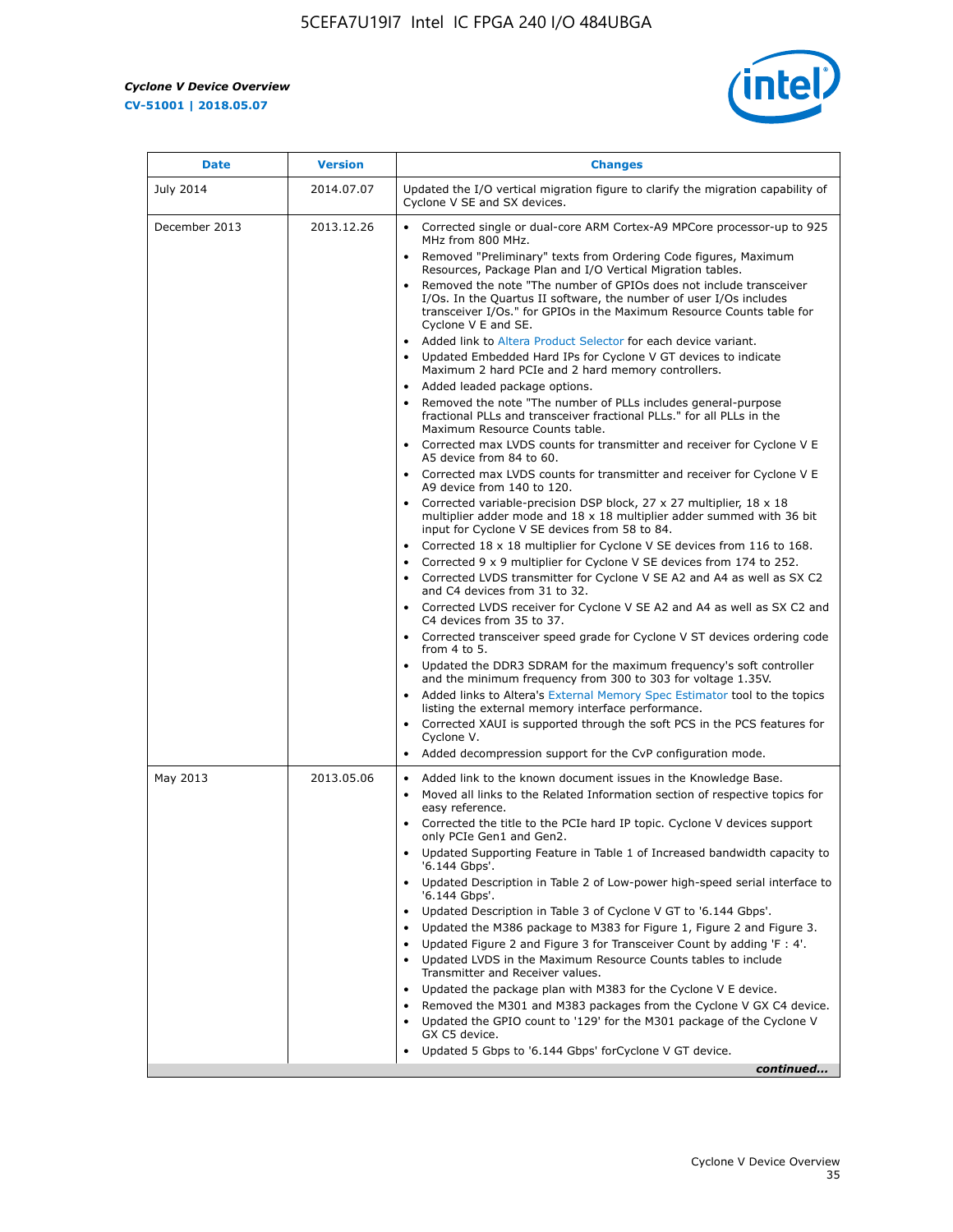| Date | Version | Changes |
| --- | --- | --- |
| July 2014 | 2014.07.07 | Updated the I/O vertical migration figure to clarify the migration capability of Cyclone V SE and SX devices. |
| December 2013 | 2013.12.26 | • Corrected single or dual-core ARM Cortex-A9 MPCore processor-up to 925 MHz from 800 MHz.<br>• Removed "Preliminary" texts from Ordering Code figures, Maximum Resources, Package Plan and I/O Vertical Migration tables.<br>• Removed the note "The number of GPIOs does not include transceiver I/Os. In the Quartus II software, the number of user I/Os includes transceiver I/Os." for GPIOs in the Maximum Resource Counts table for Cyclone V E and SE.<br>• Added link to Altera Product Selector for each device variant.<br>• Updated Embedded Hard IPs for Cyclone V GT devices to indicate Maximum 2 hard PCIe and 2 hard memory controllers.<br>• Added leaded package options.<br>• Removed the note "The number of PLLs includes general-purpose fractional PLLs and transceiver fractional PLLs." for all PLLs in the Maximum Resource Counts table.<br>• Corrected max LVDS counts for transmitter and receiver for Cyclone V E A5 device from 84 to 60.<br>• Corrected max LVDS counts for transmitter and receiver for Cyclone V E A9 device from 140 to 120.<br>• Corrected variable-precision DSP block, 27 x 27 multiplier, 18 x 18 multiplier adder mode and 18 x 18 multiplier adder summed with 36 bit input for Cyclone V SE devices from 58 to 84.<br>• Corrected 18 x 18 multiplier for Cyclone V SE devices from 116 to 168.<br>• Corrected 9 x 9 multiplier for Cyclone V SE devices from 174 to 252.<br>• Corrected LVDS transmitter for Cyclone V SE A2 and A4 as well as SX C2 and C4 devices from 31 to 32.<br>• Corrected LVDS receiver for Cyclone V SE A2 and A4 as well as SX C2 and C4 devices from 35 to 37.<br>• Corrected transceiver speed grade for Cyclone V ST devices ordering code from 4 to 5.<br>• Updated the DDR3 SDRAM for the maximum frequency's soft controller and the minimum frequency from 300 to 303 for voltage 1.35V.<br>• Added links to Altera's External Memory Spec Estimator tool to the topics listing the external memory interface performance.<br>• Corrected XAUI is supported through the soft PCS in the PCS features for Cyclone V.<br>• Added decompression support for the CvP configuration mode. |
| May 2013 | 2013.05.06 | • Added link to the known document issues in the Knowledge Base.<br>• Moved all links to the Related Information section of respective topics for easy reference.<br>• Corrected the title to the PCIe hard IP topic. Cyclone V devices support only PCIe Gen1 and Gen2.<br>• Updated Supporting Feature in Table 1 of Increased bandwidth capacity to '6.144 Gbps'.<br>• Updated Description in Table 2 of Low-power high-speed serial interface to '6.144 Gbps'.<br>• Updated Description in Table 3 of Cyclone V GT to '6.144 Gbps'.<br>• Updated the M386 package to M383 for Figure 1, Figure 2 and Figure 3.<br>• Updated Figure 2 and Figure 3 for Transceiver Count by adding 'F : 4'.<br>• Updated LVDS in the Maximum Resource Counts tables to include Transmitter and Receiver values.<br>• Updated the package plan with M383 for the Cyclone V E device.<br>• Removed the M301 and M383 packages from the Cyclone V GX C4 device.<br>• Updated the GPIO count to '129' for the M301 package of the Cyclone V GX C5 device.<br>• Updated 5 Gbps to '6.144 Gbps' forCyclone V GT device. |

*continued...*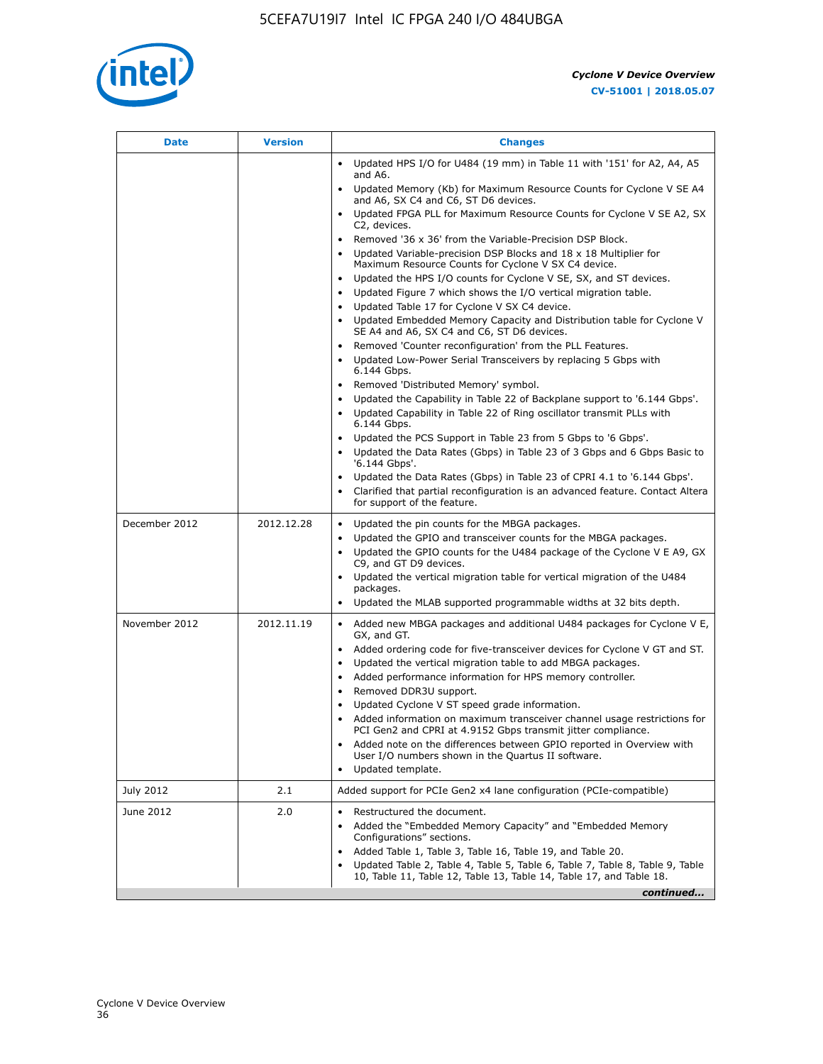| Date | Version | Changes |
| --- | --- | --- |
| | | • Updated HPS I/O for U484 (19 mm) in Table 11 with '151' for A2, A4, A5 and A6.<br>• Updated Memory (Kb) for Maximum Resource Counts for Cyclone V SE A4 and A6, SX C4 and C6, ST D6 devices.<br>• Updated FPGA PLL for Maximum Resource Counts for Cyclone V SE A2, SX C2, devices.<br>• Removed '36 x 36' from the Variable-Precision DSP Block.<br>• Updated Variable-precision DSP Blocks and 18 x 18 Multiplier for Maximum Resource Counts for Cyclone V SX C4 device.<br>• Updated the HPS I/O counts for Cyclone V SE, SX, and ST devices.<br>• Updated Figure 7 which shows the I/O vertical migration table.<br>• Updated Table 17 for Cyclone V SX C4 device.<br>• Updated Embedded Memory Capacity and Distribution table for Cyclone V SE A4 and A6, SX C4 and C6, ST D6 devices.<br>• Removed 'Counter reconfiguration' from the PLL Features.<br>• Updated Low-Power Serial Transceivers by replacing 5 Gbps with 6.144 Gbps.<br>• Removed 'Distributed Memory' symbol.<br>• Updated the Capability in Table 22 of Backplane support to '6.144 Gbps'.<br>• Updated Capability in Table 22 of Ring oscillator transmit PLLs with 6.144 Gbps.<br>• Updated the PCS Support in Table 23 from 5 Gbps to '6 Gbps'.<br>• Updated the Data Rates (Gbps) in Table 23 of 3 Gbps and 6 Gbps Basic to '6.144 Gbps'.<br>• Updated the Data Rates (Gbps) in Table 23 of CPRI 4.1 to '6.144 Gbps'.<br>• Clarified that partial reconfiguration is an advanced feature. Contact Altera for support of the feature. |
| December 2012 | 2012.12.28 | • Updated the pin counts for the MBGA packages.<br>• Updated the GPIO and transceiver counts for the MBGA packages.<br>• Updated the GPIO counts for the U484 package of the Cyclone V E A9, GX C9, and GT D9 devices.<br>• Updated the vertical migration table for vertical migration of the U484 packages.<br>• Updated the MLAB supported programmable widths at 32 bits depth. |
| November 2012 | 2012.11.19 | • Added new MBGA packages and additional U484 packages for Cyclone V E, GX, and GT.<br>• Added ordering code for five-transceiver devices for Cyclone V GT and ST.<br>• Updated the vertical migration table to add MBGA packages.<br>• Added performance information for HPS memory controller.<br>• Removed DDR3U support.<br>• Updated Cyclone V ST speed grade information.<br>• Added information on maximum transceiver channel usage restrictions for PCI Gen2 and CPRI at 4.9152 Gbps transmit jitter compliance.<br>• Added note on the differences between GPIO reported in Overview with User I/O numbers shown in the Quartus II software.<br>• Updated template. |
| July 2012 | 2.1 | Added support for PCIe Gen2 x4 lane configuration (PCIe-compatible) |
| June 2012 | 2.0 | • Restructured the document.<br>• Added the "Embedded Memory Capacity" and "Embedded Memory Configurations" sections.<br>• Added Table 1, Table 3, Table 16, Table 19, and Table 20.<br>• Updated Table 2, Table 4, Table 5, Table 6, Table 7, Table 8, Table 9, Table 10, Table 11, Table 12, Table 13, Table 14, Table 17, and Table 18. |

*continued...*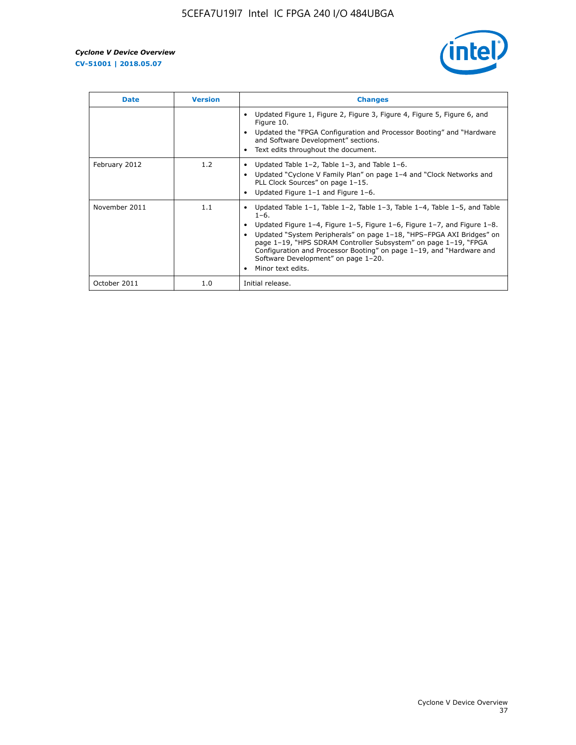| Date | Version | Changes |
| --- | --- | --- |
| | | • Updated Figure 1, Figure 2, Figure 3, Figure 4, Figure 5, Figure 6, and Figure 10.<br>• Updated the "FPGA Configuration and Processor Booting" and "Hardware and Software Development" sections.<br>• Text edits throughout the document. |
| February 2012 | 1.2 | • Updated Table 1–2, Table 1–3, and Table 1–6.<br>• Updated "Cyclone V Family Plan" on page 1–4 and "Clock Networks and PLL Clock Sources" on page 1–15.<br>• Updated Figure 1–1 and Figure 1–6. |
| November 2011 | 1.1 | • Updated Table 1–1, Table 1–2, Table 1–3, Table 1–4, Table 1–5, and Table 1–6.<br>• Updated Figure 1–4, Figure 1–5, Figure 1–6, Figure 1–7, and Figure 1–8.<br>• Updated "System Peripherals" on page 1–18, "HPS–FPGA AXI Bridges" on page 1–19, "HPS SDRAM Controller Subsystem" on page 1–19, "FPGA Configuration and Processor Booting" on page 1–19, and "Hardware and Software Development" on page 1–20.<br>• Minor text edits. |
| October 2011 | 1.0 | Initial release. |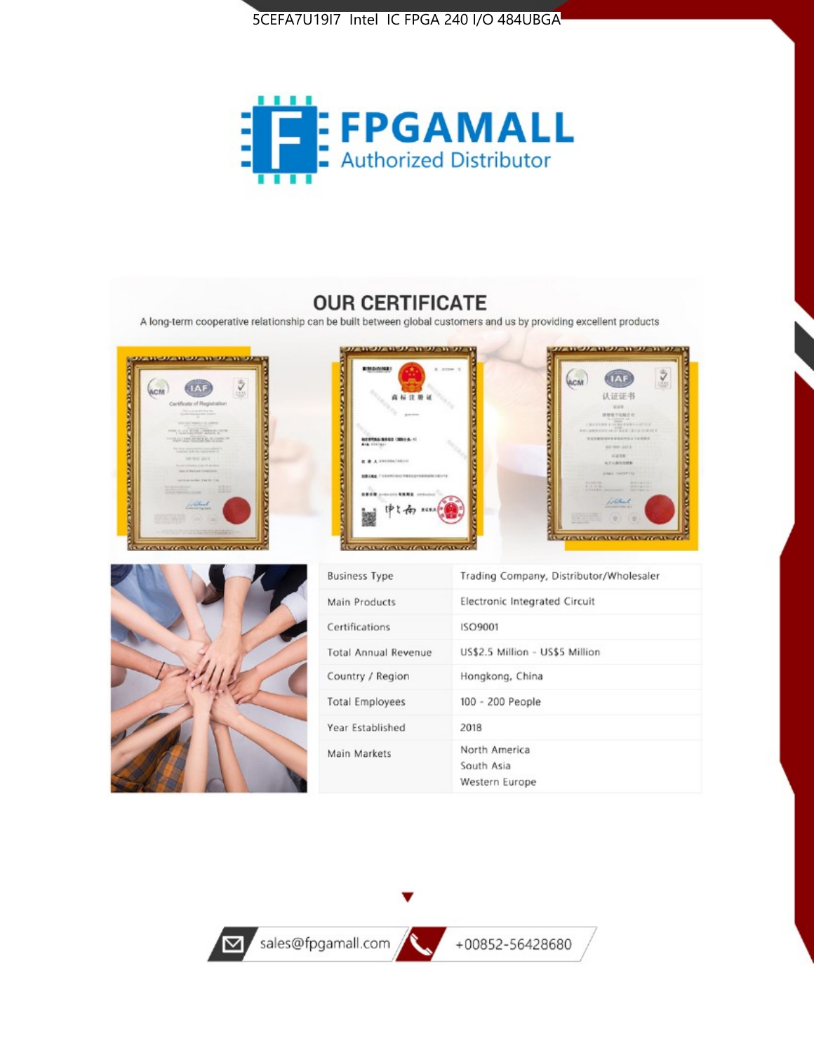FPGAMALL

Authorized Distributor

## OUR CERTIFICATE

A long-term cooperative relationship can be built between global customers and us by providing excellent products

| | |
|---|---|
| Business Type | Trading Company, Distributor/Wholesaler |
| Main Products | Electronic Integrated Circuit |
| Certifications | ISO9001 |
| Total Annual Revenue | US$2.5 Million - US$5 Million |
| Country / Region | Hongkong, China |
| Total Employees | 100 - 200 People |
| Year Established | 2018 |
| Main Markets | North America<br>South Asia<br>Western Europe |

sales@fpgamall.com

+00852-56428680